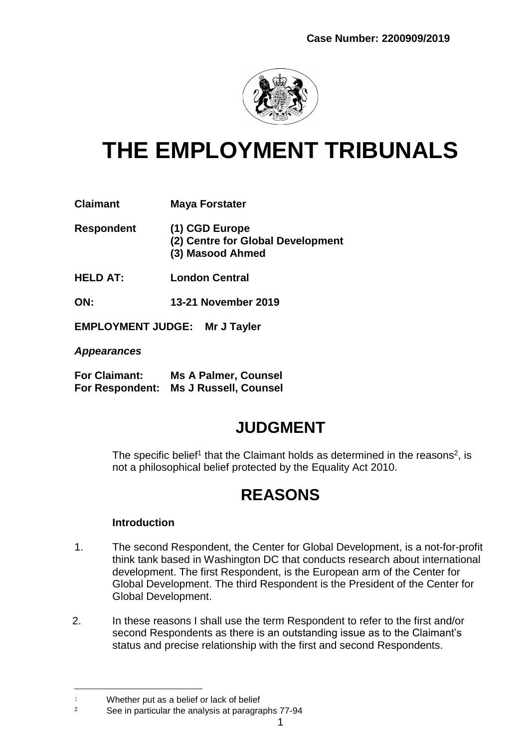**Case Number: 2200909/2019**

# THE EMPLOYMENT TRIBUNALS

**Claimant** **Maya Forstater**

**Respondent** **(1) CGD Europe**
**(2) Centre for Global Development**
**(3) Masood Ahmed**

**HELD AT:** **London Central**

**ON:** **13-21 November 2019**

**EMPLOYMENT JUDGE:** **Mr J Tayler**

***Appearances***

**For Claimant:** **Ms A Palmer, Counsel**
**For Respondent:** **Ms J Russell, Counsel**

## JUDGMENT

The specific belief[1] that the Claimant holds as determined in the reasons[2], is not a philosophical belief protected by the Equality Act 2010.

## REASONS

### Introduction

1. The second Respondent, the Center for Global Development, is a not-for-profit think tank based in Washington DC that conducts research about international development. The first Respondent, is the European arm of the Center for Global Development. The third Respondent is the President of the Center for Global Development.

2. In these reasons I shall use the term Respondent to refer to the first and/or second Respondents as there is an outstanding issue as to the Claimant's status and precise relationship with the first and second Respondents.

---

[1] Whether put as a belief or lack of belief

[2] See in particular the analysis at paragraphs 77-94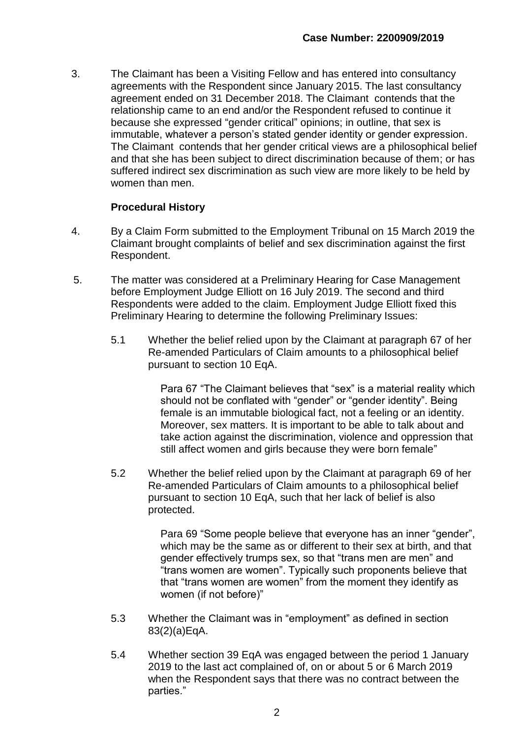3. The Claimant has been a Visiting Fellow and has entered into consultancy agreements with the Respondent since January 2015. The last consultancy agreement ended on 31 December 2018. The Claimant contends that the relationship came to an end and/or the Respondent refused to continue it because she expressed "gender critical" opinions; in outline, that sex is immutable, whatever a person's stated gender identity or gender expression. The Claimant contends that her gender critical views are a philosophical belief and that she has been subject to direct discrimination because of them; or has suffered indirect sex discrimination as such view are more likely to be held by women than men.

**Procedural History**

4. By a Claim Form submitted to the Employment Tribunal on 15 March 2019 the Claimant brought complaints of belief and sex discrimination against the first Respondent.

5. The matter was considered at a Preliminary Hearing for Case Management before Employment Judge Elliott on 16 July 2019. The second and third Respondents were added to the claim. Employment Judge Elliott fixed this Preliminary Hearing to determine the following Preliminary Issues:

   5.1 Whether the belief relied upon by the Claimant at paragraph 67 of her Re-amended Particulars of Claim amounts to a philosophical belief pursuant to section 10 EqA.

   > Para 67 "The Claimant believes that "sex" is a material reality which should not be conflated with "gender" or "gender identity". Being female is an immutable biological fact, not a feeling or an identity. Moreover, sex matters. It is important to be able to talk about and take action against the discrimination, violence and oppression that still affect women and girls because they were born female"

   5.2 Whether the belief relied upon by the Claimant at paragraph 69 of her Re-amended Particulars of Claim amounts to a philosophical belief pursuant to section 10 EqA, such that her lack of belief is also protected.

   > Para 69 "Some people believe that everyone has an inner "gender", which may be the same as or different to their sex at birth, and that gender effectively trumps sex, so that "trans men are men" and "trans women are women". Typically such proponents believe that that "trans women are women" from the moment they identify as women (if not before)"

   5.3 Whether the Claimant was in "employment" as defined in section 83(2)(a)EqA.

   5.4 Whether section 39 EqA was engaged between the period 1 January 2019 to the last act complained of, on or about 5 or 6 March 2019 when the Respondent says that there was no contract between the parties."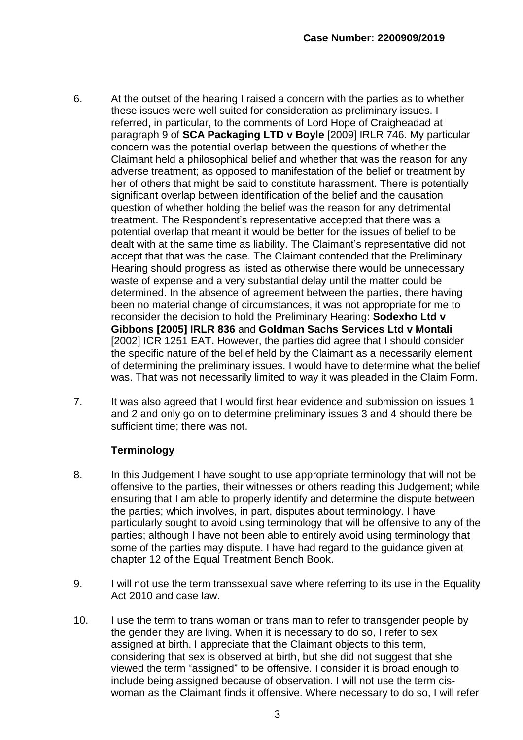6. At the outset of the hearing I raised a concern with the parties as to whether these issues were well suited for consideration as preliminary issues. I referred, in particular, to the comments of Lord Hope of Craigheadad at paragraph 9 of **SCA Packaging LTD v Boyle** [2009] IRLR 746. My particular concern was the potential overlap between the questions of whether the Claimant held a philosophical belief and whether that was the reason for any adverse treatment; as opposed to manifestation of the belief or treatment by her of others that might be said to constitute harassment. There is potentially significant overlap between identification of the belief and the causation question of whether holding the belief was the reason for any detrimental treatment. The Respondent's representative accepted that there was a potential overlap that meant it would be better for the issues of belief to be dealt with at the same time as liability. The Claimant's representative did not accept that that was the case. The Claimant contended that the Preliminary Hearing should progress as listed as otherwise there would be unnecessary waste of expense and a very substantial delay until the matter could be determined. In the absence of agreement between the parties, there having been no material change of circumstances, it was not appropriate for me to reconsider the decision to hold the Preliminary Hearing: **Sodexho Ltd v Gibbons [2005] IRLR 836** and **Goldman Sachs Services Ltd v Montali** [2002] ICR 1251 EAT**.** However, the parties did agree that I should consider the specific nature of the belief held by the Claimant as a necessarily element of determining the preliminary issues. I would have to determine what the belief was. That was not necessarily limited to way it was pleaded in the Claim Form.

7. It was also agreed that I would first hear evidence and submission on issues 1 and 2 and only go on to determine preliminary issues 3 and 4 should there be sufficient time; there was not.

### Terminology

8. In this Judgement I have sought to use appropriate terminology that will not be offensive to the parties, their witnesses or others reading this Judgement; while ensuring that I am able to properly identify and determine the dispute between the parties; which involves, in part, disputes about terminology. I have particularly sought to avoid using terminology that will be offensive to any of the parties; although I have not been able to entirely avoid using terminology that some of the parties may dispute. I have had regard to the guidance given at chapter 12 of the Equal Treatment Bench Book.

9. I will not use the term transsexual save where referring to its use in the Equality Act 2010 and case law.

10. I use the term to trans woman or trans man to refer to transgender people by the gender they are living. When it is necessary to do so, I refer to sex assigned at birth. I appreciate that the Claimant objects to this term, considering that sex is observed at birth, but she did not suggest that she viewed the term "assigned" to be offensive. I consider it is broad enough to include being assigned because of observation. I will not use the term cis-woman as the Claimant finds it offensive. Where necessary to do so, I will refer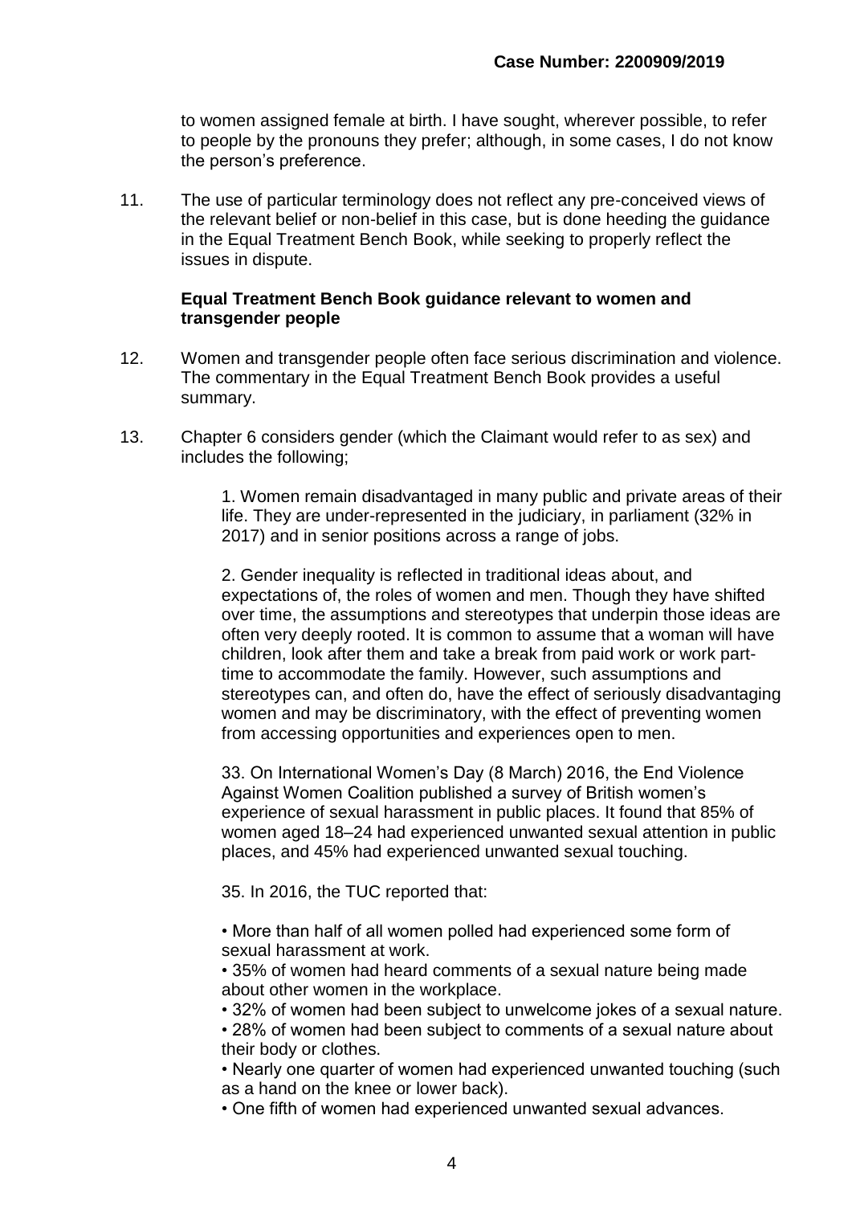to women assigned female at birth. I have sought, wherever possible, to refer to people by the pronouns they prefer; although, in some cases, I do not know the person's preference.

11. The use of particular terminology does not reflect any pre-conceived views of the relevant belief or non-belief in this case, but is done heeding the guidance in the Equal Treatment Bench Book, while seeking to properly reflect the issues in dispute.

**Equal Treatment Bench Book guidance relevant to women and transgender people**

12. Women and transgender people often face serious discrimination and violence. The commentary in the Equal Treatment Bench Book provides a useful summary.

13. Chapter 6 considers gender (which the Claimant would refer to as sex) and includes the following;

> 1. Women remain disadvantaged in many public and private areas of their life. They are under-represented in the judiciary, in parliament (32% in 2017) and in senior positions across a range of jobs.
>
> 2. Gender inequality is reflected in traditional ideas about, and expectations of, the roles of women and men. Though they have shifted over time, the assumptions and stereotypes that underpin those ideas are often very deeply rooted. It is common to assume that a woman will have children, look after them and take a break from paid work or work part-time to accommodate the family. However, such assumptions and stereotypes can, and often do, have the effect of seriously disadvantaging women and may be discriminatory, with the effect of preventing women from accessing opportunities and experiences open to men.
>
> 33. On International Women's Day (8 March) 2016, the End Violence Against Women Coalition published a survey of British women's experience of sexual harassment in public places. It found that 85% of women aged 18–24 had experienced unwanted sexual attention in public places, and 45% had experienced unwanted sexual touching.
>
> 35. In 2016, the TUC reported that:
>
> - More than half of all women polled had experienced some form of sexual harassment at work.
> - 35% of women had heard comments of a sexual nature being made about other women in the workplace.
> - 32% of women had been subject to unwelcome jokes of a sexual nature.
> - 28% of women had been subject to comments of a sexual nature about their body or clothes.
> - Nearly one quarter of women had experienced unwanted touching (such as a hand on the knee or lower back).
> - One fifth of women had experienced unwanted sexual advances.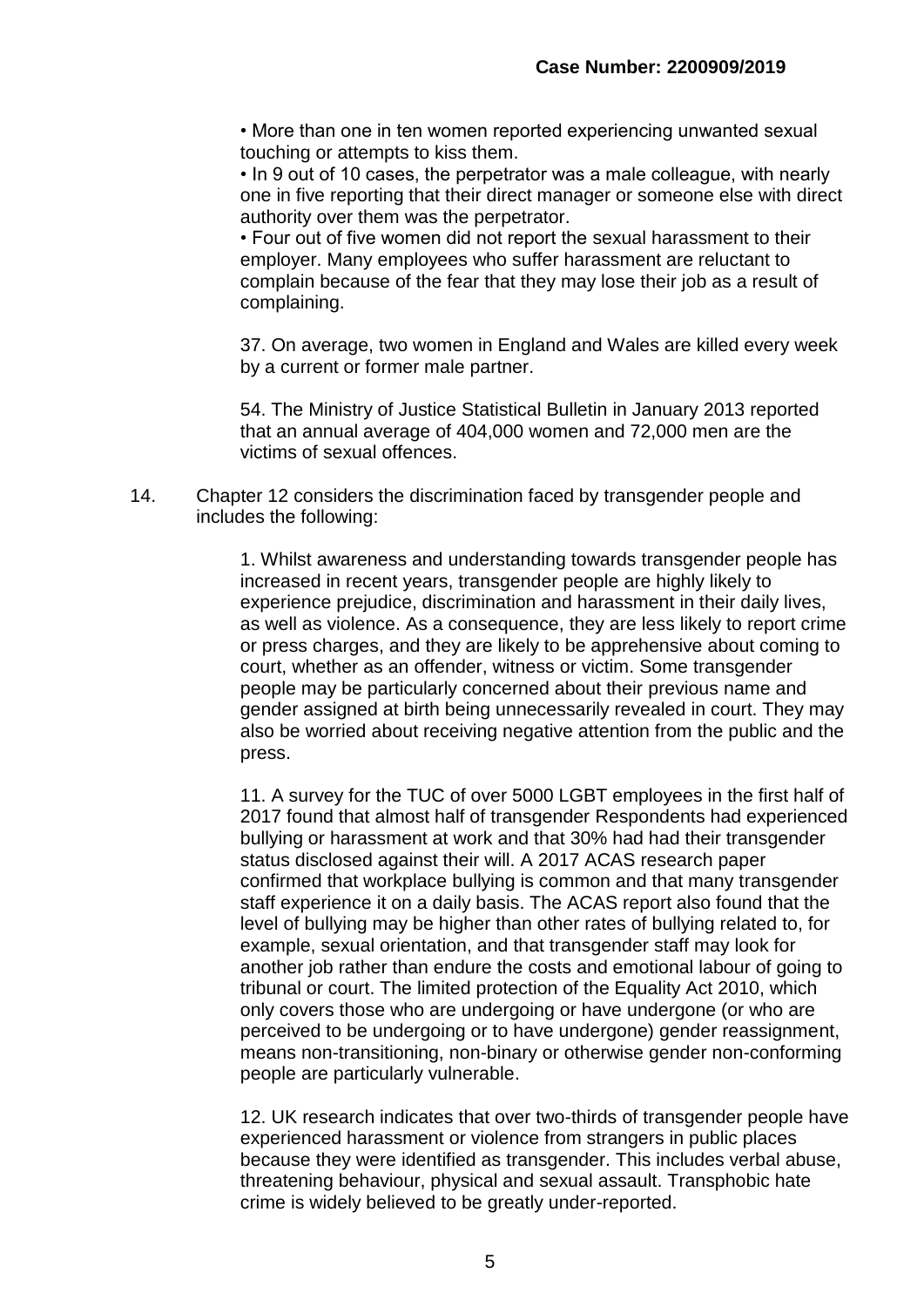• More than one in ten women reported experiencing unwanted sexual touching or attempts to kiss them.
• In 9 out of 10 cases, the perpetrator was a male colleague, with nearly one in five reporting that their direct manager or someone else with direct authority over them was the perpetrator.
• Four out of five women did not report the sexual harassment to their employer. Many employees who suffer harassment are reluctant to complain because of the fear that they may lose their job as a result of complaining.

> 37. On average, two women in England and Wales are killed every week by a current or former male partner.
>
> 54. The Ministry of Justice Statistical Bulletin in January 2013 reported that an annual average of 404,000 women and 72,000 men are the victims of sexual offences.

14. Chapter 12 considers the discrimination faced by transgender people and includes the following:

> 1. Whilst awareness and understanding towards transgender people has increased in recent years, transgender people are highly likely to experience prejudice, discrimination and harassment in their daily lives, as well as violence. As a consequence, they are less likely to report crime or press charges, and they are likely to be apprehensive about coming to court, whether as an offender, witness or victim. Some transgender people may be particularly concerned about their previous name and gender assigned at birth being unnecessarily revealed in court. They may also be worried about receiving negative attention from the public and the press.
>
> 11. A survey for the TUC of over 5000 LGBT employees in the first half of 2017 found that almost half of transgender Respondents had experienced bullying or harassment at work and that 30% had had their transgender status disclosed against their will. A 2017 ACAS research paper confirmed that workplace bullying is common and that many transgender staff experience it on a daily basis. The ACAS report also found that the level of bullying may be higher than other rates of bullying related to, for example, sexual orientation, and that transgender staff may look for another job rather than endure the costs and emotional labour of going to tribunal or court. The limited protection of the Equality Act 2010, which only covers those who are undergoing or have undergone (or who are perceived to be undergoing or to have undergone) gender reassignment, means non-transitioning, non-binary or otherwise gender non-conforming people are particularly vulnerable.
>
> 12. UK research indicates that over two-thirds of transgender people have experienced harassment or violence from strangers in public places because they were identified as transgender. This includes verbal abuse, threatening behaviour, physical and sexual assault. Transphobic hate crime is widely believed to be greatly under-reported.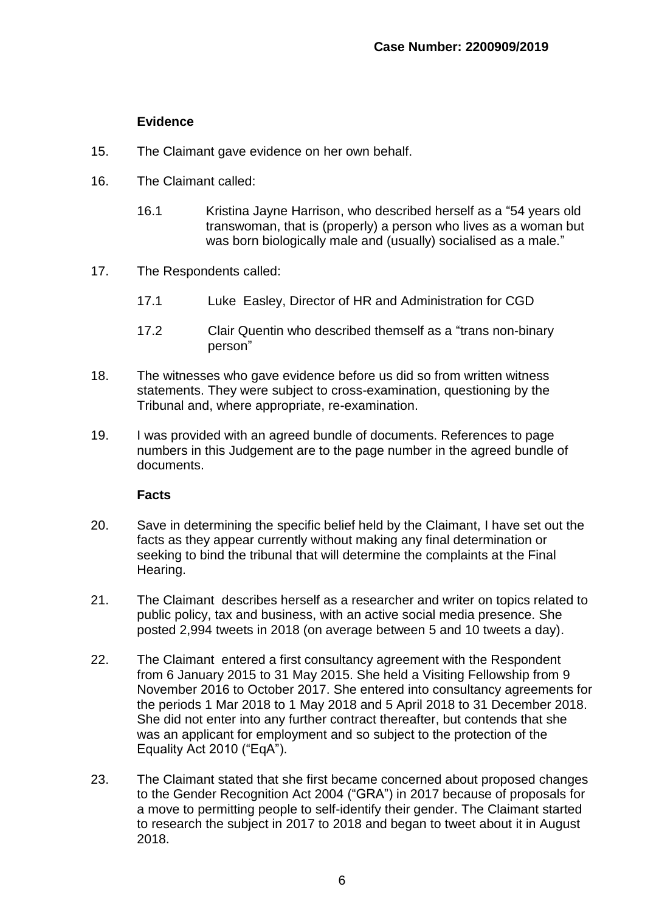**Evidence**

15. The Claimant gave evidence on her own behalf.

16. The Claimant called:

    16.1 Kristina Jayne Harrison, who described herself as a "54 years old transwoman, that is (properly) a person who lives as a woman but was born biologically male and (usually) socialised as a male."

17. The Respondents called:

    17.1 Luke Easley, Director of HR and Administration for CGD

    17.2 Clair Quentin who described themself as a "trans non-binary person"

18. The witnesses who gave evidence before us did so from written witness statements. They were subject to cross-examination, questioning by the Tribunal and, where appropriate, re-examination.

19. I was provided with an agreed bundle of documents. References to page numbers in this Judgement are to the page number in the agreed bundle of documents.

**Facts**

20. Save in determining the specific belief held by the Claimant, I have set out the facts as they appear currently without making any final determination or seeking to bind the tribunal that will determine the complaints at the Final Hearing.

21. The Claimant describes herself as a researcher and writer on topics related to public policy, tax and business, with an active social media presence. She posted 2,994 tweets in 2018 (on average between 5 and 10 tweets a day).

22. The Claimant entered a first consultancy agreement with the Respondent from 6 January 2015 to 31 May 2015. She held a Visiting Fellowship from 9 November 2016 to October 2017. She entered into consultancy agreements for the periods 1 Mar 2018 to 1 May 2018 and 5 April 2018 to 31 December 2018. She did not enter into any further contract thereafter, but contends that she was an applicant for employment and so subject to the protection of the Equality Act 2010 ("EqA").

23. The Claimant stated that she first became concerned about proposed changes to the Gender Recognition Act 2004 ("GRA") in 2017 because of proposals for a move to permitting people to self-identify their gender. The Claimant started to research the subject in 2017 to 2018 and began to tweet about it in August 2018.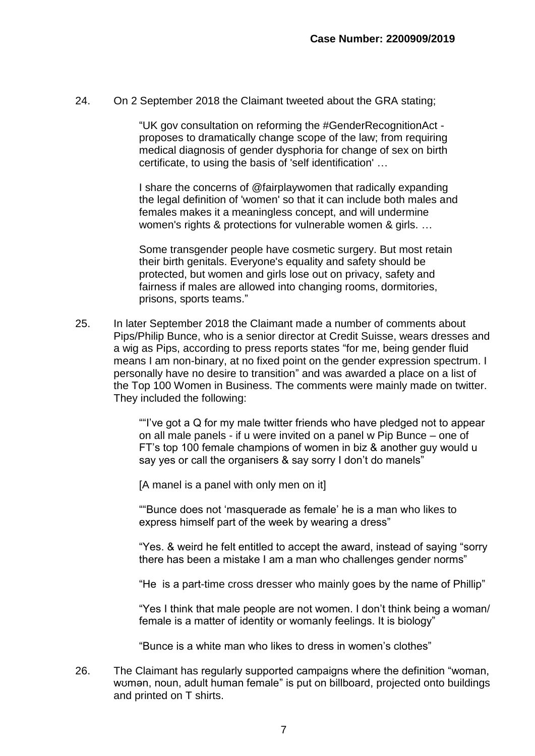24. On 2 September 2018 the Claimant tweeted about the GRA stating;

> "UK gov consultation on reforming the #GenderRecognitionAct - proposes to dramatically change scope of the law; from requiring medical diagnosis of gender dysphoria for change of sex on birth certificate, to using the basis of 'self identification' …
>
> I share the concerns of @fairplaywomen that radically expanding the legal definition of 'women' so that it can include both males and females makes it a meaningless concept, and will undermine women's rights & protections for vulnerable women & girls. …
>
> Some transgender people have cosmetic surgery. But most retain their birth genitals. Everyone's equality and safety should be protected, but women and girls lose out on privacy, safety and fairness if males are allowed into changing rooms, dormitories, prisons, sports teams."

25. In later September 2018 the Claimant made a number of comments about Pips/Philip Bunce, who is a senior director at Credit Suisse, wears dresses and a wig as Pips, according to press reports states "for me, being gender fluid means I am non-binary, at no fixed point on the gender expression spectrum. I personally have no desire to transition" and was awarded a place on a list of the Top 100 Women in Business. The comments were mainly made on twitter. They included the following:

> ""I've got a Q for my male twitter friends who have pledged not to appear on all male panels - if u were invited on a panel w Pip Bunce – one of FT's top 100 female champions of women in biz & another guy would u say yes or call the organisers & say sorry I don't do manels"
>
> [A manel is a panel with only men on it]
>
> ""Bunce does not 'masquerade as female' he is a man who likes to express himself part of the week by wearing a dress"
>
> "Yes. & weird he felt entitled to accept the award, instead of saying "sorry there has been a mistake I am a man who challenges gender norms"
>
> "He is a part-time cross dresser who mainly goes by the name of Phillip"
>
> "Yes I think that male people are not women. I don't think being a woman/ female is a matter of identity or womanly feelings. It is biology"
>
> "Bunce is a white man who likes to dress in women's clothes"

26. The Claimant has regularly supported campaigns where the definition "woman, wʊmən, noun, adult human female" is put on billboard, projected onto buildings and printed on T shirts.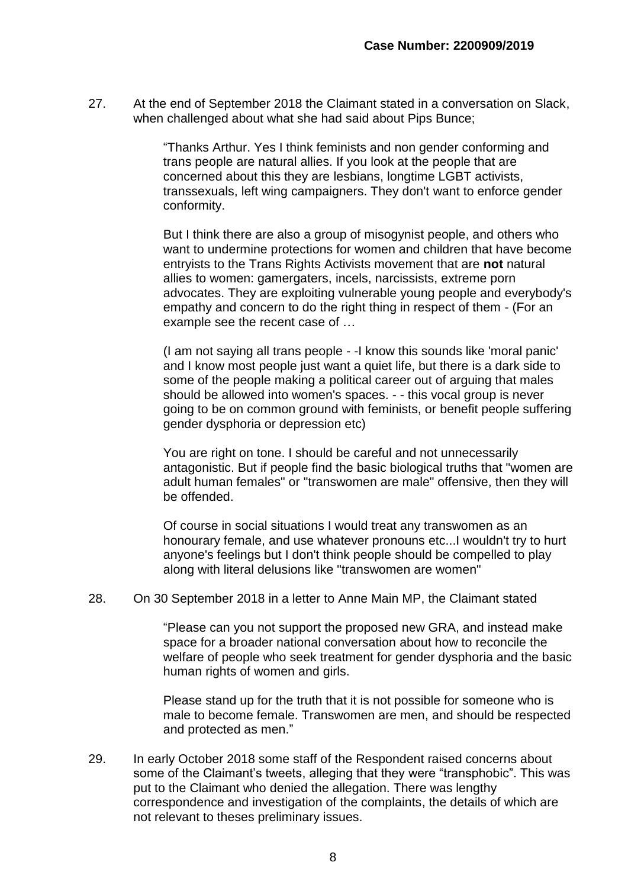27. At the end of September 2018 the Claimant stated in a conversation on Slack, when challenged about what she had said about Pips Bunce;

> "Thanks Arthur. Yes I think feminists and non gender conforming and trans people are natural allies. If you look at the people that are concerned about this they are lesbians, longtime LGBT activists, transsexuals, left wing campaigners. They don't want to enforce gender conformity.
>
> But I think there are also a group of misogynist people, and others who want to undermine protections for women and children that have become entryists to the Trans Rights Activists movement that are **not** natural allies to women: gamergaters, incels, narcissists, extreme porn advocates. They are exploiting vulnerable young people and everybody's empathy and concern to do the right thing in respect of them - (For an example see the recent case of …
>
> (I am not saying all trans people - -I know this sounds like 'moral panic' and I know most people just want a quiet life, but there is a dark side to some of the people making a political career out of arguing that males should be allowed into women's spaces. - - this vocal group is never going to be on common ground with feminists, or benefit people suffering gender dysphoria or depression etc)
>
> You are right on tone. I should be careful and not unnecessarily antagonistic. But if people find the basic biological truths that "women are adult human females" or "transwomen are male" offensive, then they will be offended.
>
> Of course in social situations I would treat any transwomen as an honourary female, and use whatever pronouns etc...I wouldn't try to hurt anyone's feelings but I don't think people should be compelled to play along with literal delusions like "transwomen are women"

28. On 30 September 2018 in a letter to Anne Main MP, the Claimant stated

> "Please can you not support the proposed new GRA, and instead make space for a broader national conversation about how to reconcile the welfare of people who seek treatment for gender dysphoria and the basic human rights of women and girls.
>
> Please stand up for the truth that it is not possible for someone who is male to become female. Transwomen are men, and should be respected and protected as men."

29. In early October 2018 some staff of the Respondent raised concerns about some of the Claimant's tweets, alleging that they were "transphobic". This was put to the Claimant who denied the allegation. There was lengthy correspondence and investigation of the complaints, the details of which are not relevant to theses preliminary issues.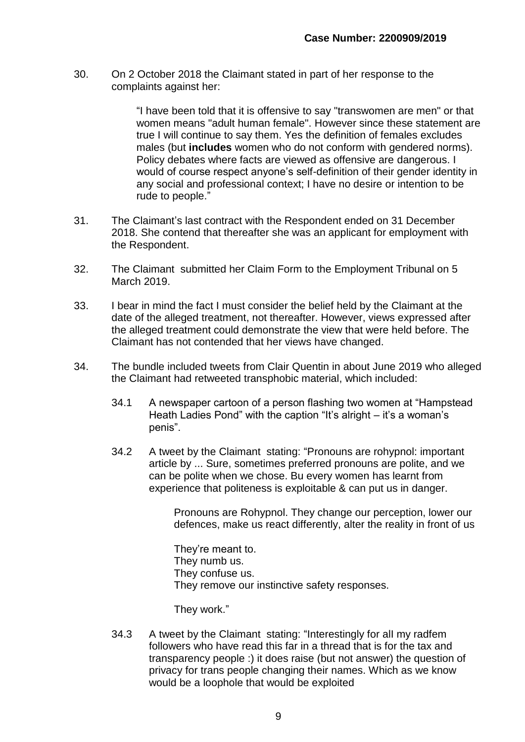30. On 2 October 2018 the Claimant stated in part of her response to the complaints against her:

> "I have been told that it is offensive to say "transwomen are men" or that women means "adult human female". However since these statement are true I will continue to say them. Yes the definition of females excludes males (but **includes** women who do not conform with gendered norms). Policy debates where facts are viewed as offensive are dangerous. I would of course respect anyone's self-definition of their gender identity in any social and professional context; I have no desire or intention to be rude to people."

31. The Claimant's last contract with the Respondent ended on 31 December 2018. She contend that thereafter she was an applicant for employment with the Respondent.

32. The Claimant submitted her Claim Form to the Employment Tribunal on 5 March 2019.

33. I bear in mind the fact I must consider the belief held by the Claimant at the date of the alleged treatment, not thereafter. However, views expressed after the alleged treatment could demonstrate the view that were held before. The Claimant has not contended that her views have changed.

34. The bundle included tweets from Clair Quentin in about June 2019 who alleged the Claimant had retweeted transphobic material, which included:

    34.1 A newspaper cartoon of a person flashing two women at "Hampstead Heath Ladies Pond" with the caption "It's alright – it's a woman's penis".

    34.2 A tweet by the Claimant stating: "Pronouns are rohypnol: important article by ... Sure, sometimes preferred pronouns are polite, and we can be polite when we chose. Bu every women has learnt from experience that politeness is exploitable & can put us in danger.

    > Pronouns are Rohypnol. They change our perception, lower our defences, make us react differently, alter the reality in front of us
    >
    > They're meant to.
    > They numb us.
    > They confuse us.
    > They remove our instinctive safety responses.
    >
    > They work."

    34.3 A tweet by the Claimant stating: "Interestingly for all my radfem followers who have read this far in a thread that is for the tax and transparency people :) it does raise (but not answer) the question of privacy for trans people changing their names. Which as we know would be a loophole that would be exploited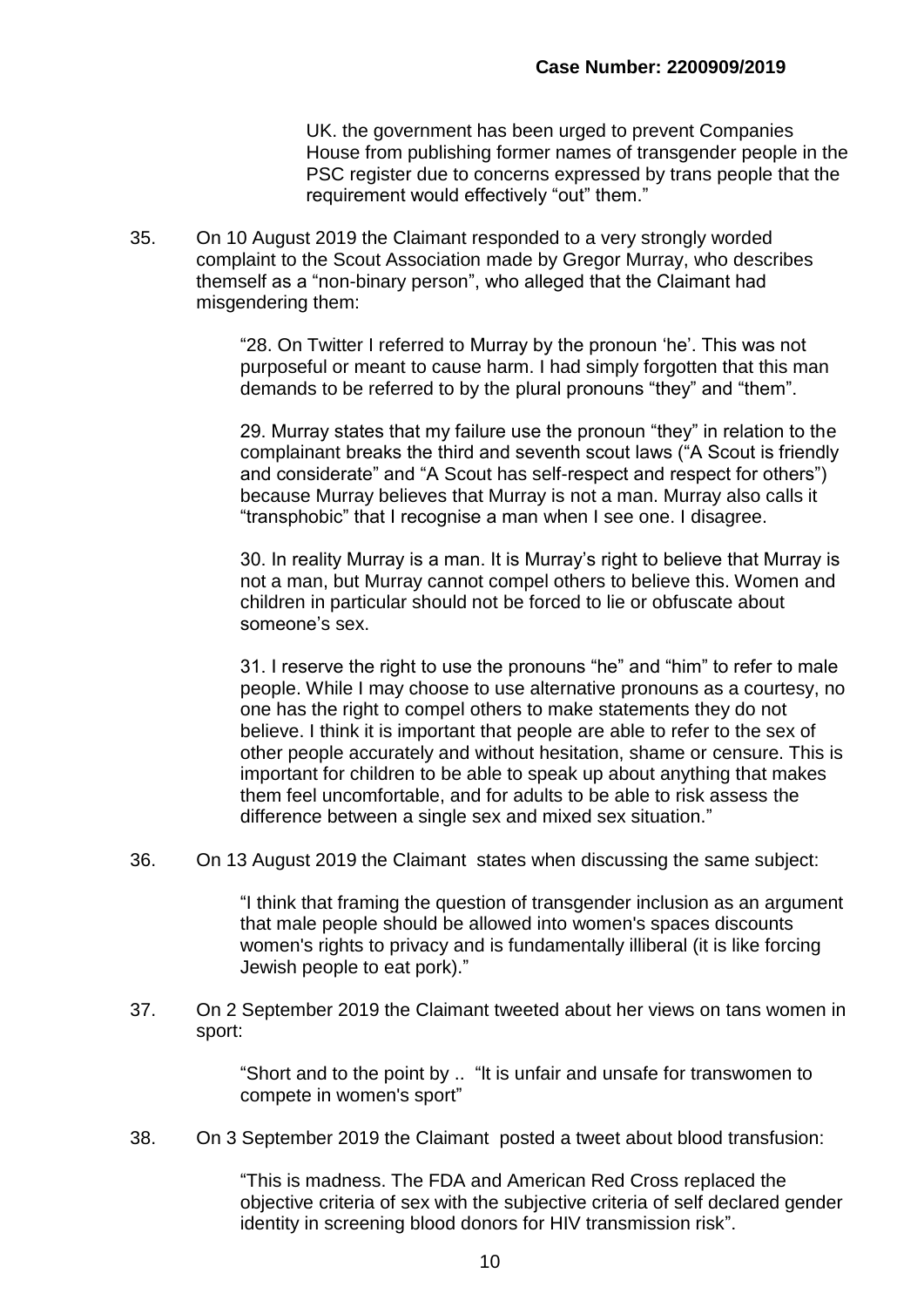UK. the government has been urged to prevent Companies House from publishing former names of transgender people in the PSC register due to concerns expressed by trans people that the requirement would effectively "out" them."

35. On 10 August 2019 the Claimant responded to a very strongly worded complaint to the Scout Association made by Gregor Murray, who describes themself as a "non-binary person", who alleged that the Claimant had misgendering them:

> "28. On Twitter I referred to Murray by the pronoun 'he'. This was not purposeful or meant to cause harm. I had simply forgotten that this man demands to be referred to by the plural pronouns "they" and "them".
>
> 29. Murray states that my failure use the pronoun "they" in relation to the complainant breaks the third and seventh scout laws ("A Scout is friendly and considerate" and "A Scout has self-respect and respect for others") because Murray believes that Murray is not a man. Murray also calls it "transphobic" that I recognise a man when I see one. I disagree.
>
> 30. In reality Murray is a man. It is Murray's right to believe that Murray is not a man, but Murray cannot compel others to believe this. Women and children in particular should not be forced to lie or obfuscate about someone's sex.
>
> 31. I reserve the right to use the pronouns "he" and "him" to refer to male people. While I may choose to use alternative pronouns as a courtesy, no one has the right to compel others to make statements they do not believe. I think it is important that people are able to refer to the sex of other people accurately and without hesitation, shame or censure. This is important for children to be able to speak up about anything that makes them feel uncomfortable, and for adults to be able to risk assess the difference between a single sex and mixed sex situation."

36. On 13 August 2019 the Claimant states when discussing the same subject:

> "I think that framing the question of transgender inclusion as an argument that male people should be allowed into women's spaces discounts women's rights to privacy and is fundamentally illiberal (it is like forcing Jewish people to eat pork)."

37. On 2 September 2019 the Claimant tweeted about her views on tans women in sport:

> "Short and to the point by .. "It is unfair and unsafe for transwomen to compete in women's sport"

38. On 3 September 2019 the Claimant posted a tweet about blood transfusion:

> "This is madness. The FDA and American Red Cross replaced the objective criteria of sex with the subjective criteria of self declared gender identity in screening blood donors for HIV transmission risk".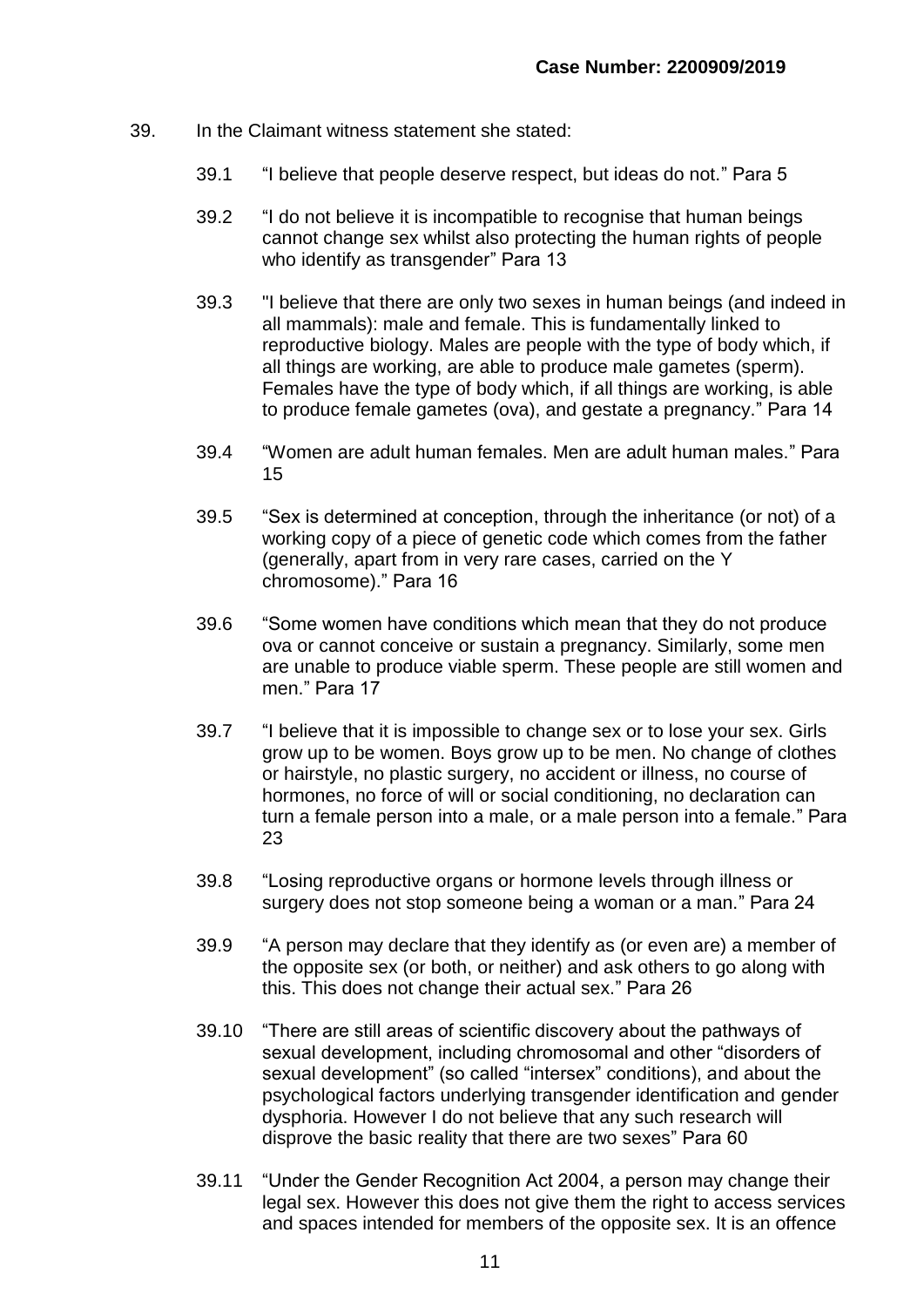39. In the Claimant witness statement she stated:

    39.1 "I believe that people deserve respect, but ideas do not." Para 5

    39.2 "I do not believe it is incompatible to recognise that human beings cannot change sex whilst also protecting the human rights of people who identify as transgender" Para 13

    39.3 "I believe that there are only two sexes in human beings (and indeed in all mammals): male and female. This is fundamentally linked to reproductive biology. Males are people with the type of body which, if all things are working, are able to produce male gametes (sperm). Females have the type of body which, if all things are working, is able to produce female gametes (ova), and gestate a pregnancy." Para 14

    39.4 "Women are adult human females. Men are adult human males." Para 15

    39.5 "Sex is determined at conception, through the inheritance (or not) of a working copy of a piece of genetic code which comes from the father (generally, apart from in very rare cases, carried on the Y chromosome)." Para 16

    39.6 "Some women have conditions which mean that they do not produce ova or cannot conceive or sustain a pregnancy. Similarly, some men are unable to produce viable sperm. These people are still women and men." Para 17

    39.7 "I believe that it is impossible to change sex or to lose your sex. Girls grow up to be women. Boys grow up to be men. No change of clothes or hairstyle, no plastic surgery, no accident or illness, no course of hormones, no force of will or social conditioning, no declaration can turn a female person into a male, or a male person into a female." Para 23

    39.8 "Losing reproductive organs or hormone levels through illness or surgery does not stop someone being a woman or a man." Para 24

    39.9 "A person may declare that they identify as (or even are) a member of the opposite sex (or both, or neither) and ask others to go along with this. This does not change their actual sex." Para 26

    39.10 "There are still areas of scientific discovery about the pathways of sexual development, including chromosomal and other "disorders of sexual development" (so called "intersex" conditions), and about the psychological factors underlying transgender identification and gender dysphoria. However I do not believe that any such research will disprove the basic reality that there are two sexes" Para 60

    39.11 "Under the Gender Recognition Act 2004, a person may change their legal sex. However this does not give them the right to access services and spaces intended for members of the opposite sex. It is an offence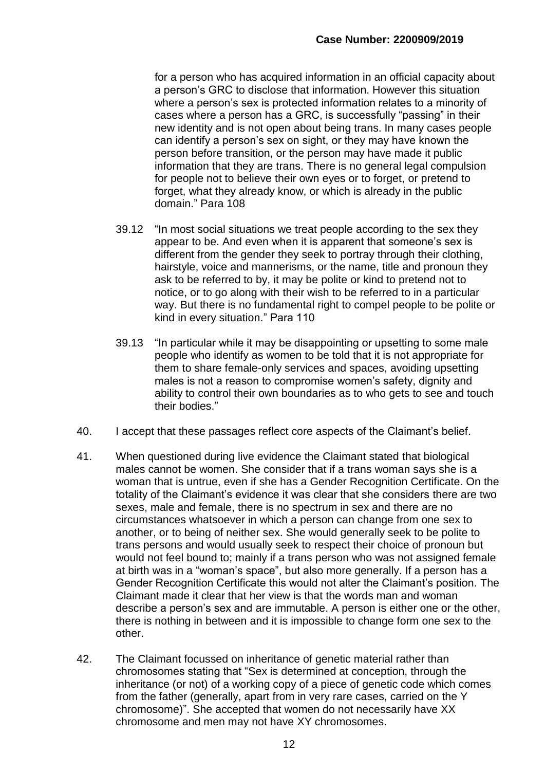for a person who has acquired information in an official capacity about a person's GRC to disclose that information. However this situation where a person's sex is protected information relates to a minority of cases where a person has a GRC, is successfully "passing" in their new identity and is not open about being trans. In many cases people can identify a person's sex on sight, or they may have known the person before transition, or the person may have made it public information that they are trans. There is no general legal compulsion for people not to believe their own eyes or to forget, or pretend to forget, what they already know, or which is already in the public domain." Para 108

39.12 "In most social situations we treat people according to the sex they appear to be. And even when it is apparent that someone's sex is different from the gender they seek to portray through their clothing, hairstyle, voice and mannerisms, or the name, title and pronoun they ask to be referred to by, it may be polite or kind to pretend not to notice, or to go along with their wish to be referred to in a particular way. But there is no fundamental right to compel people to be polite or kind in every situation." Para 110

39.13 "In particular while it may be disappointing or upsetting to some male people who identify as women to be told that it is not appropriate for them to share female-only services and spaces, avoiding upsetting males is not a reason to compromise women's safety, dignity and ability to control their own boundaries as to who gets to see and touch their bodies."

40. I accept that these passages reflect core aspects of the Claimant's belief.

41. When questioned during live evidence the Claimant stated that biological males cannot be women. She consider that if a trans woman says she is a woman that is untrue, even if she has a Gender Recognition Certificate. On the totality of the Claimant's evidence it was clear that she considers there are two sexes, male and female, there is no spectrum in sex and there are no circumstances whatsoever in which a person can change from one sex to another, or to being of neither sex. She would generally seek to be polite to trans persons and would usually seek to respect their choice of pronoun but would not feel bound to; mainly if a trans person who was not assigned female at birth was in a "woman's space", but also more generally. If a person has a Gender Recognition Certificate this would not alter the Claimant's position. The Claimant made it clear that her view is that the words man and woman describe a person's sex and are immutable. A person is either one or the other, there is nothing in between and it is impossible to change form one sex to the other.

42. The Claimant focussed on inheritance of genetic material rather than chromosomes stating that "Sex is determined at conception, through the inheritance (or not) of a working copy of a piece of genetic code which comes from the father (generally, apart from in very rare cases, carried on the Y chromosome)". She accepted that women do not necessarily have XX chromosome and men may not have XY chromosomes.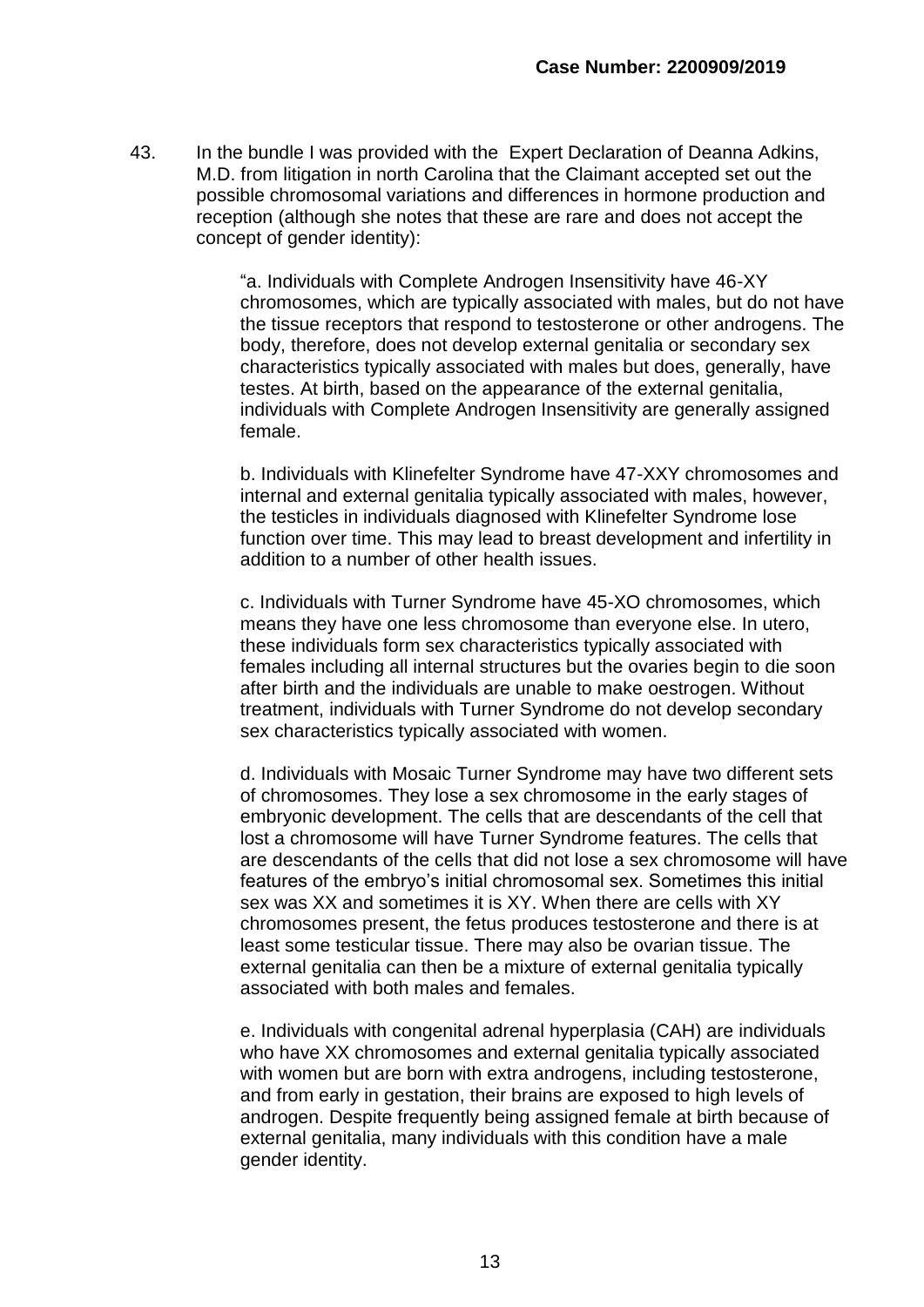43. In the bundle I was provided with the Expert Declaration of Deanna Adkins, M.D. from litigation in north Carolina that the Claimant accepted set out the possible chromosomal variations and differences in hormone production and reception (although she notes that these are rare and does not accept the concept of gender identity):

> "a. Individuals with Complete Androgen Insensitivity have 46-XY chromosomes, which are typically associated with males, but do not have the tissue receptors that respond to testosterone or other androgens. The body, therefore, does not develop external genitalia or secondary sex characteristics typically associated with males but does, generally, have testes. At birth, based on the appearance of the external genitalia, individuals with Complete Androgen Insensitivity are generally assigned female.
>
> b. Individuals with Klinefelter Syndrome have 47-XXY chromosomes and internal and external genitalia typically associated with males, however, the testicles in individuals diagnosed with Klinefelter Syndrome lose function over time. This may lead to breast development and infertility in addition to a number of other health issues.
>
> c. Individuals with Turner Syndrome have 45-XO chromosomes, which means they have one less chromosome than everyone else. In utero, these individuals form sex characteristics typically associated with females including all internal structures but the ovaries begin to die soon after birth and the individuals are unable to make oestrogen. Without treatment, individuals with Turner Syndrome do not develop secondary sex characteristics typically associated with women.
>
> d. Individuals with Mosaic Turner Syndrome may have two different sets of chromosomes. They lose a sex chromosome in the early stages of embryonic development. The cells that are descendants of the cell that lost a chromosome will have Turner Syndrome features. The cells that are descendants of the cells that did not lose a sex chromosome will have features of the embryo's initial chromosomal sex. Sometimes this initial sex was XX and sometimes it is XY. When there are cells with XY chromosomes present, the fetus produces testosterone and there is at least some testicular tissue. There may also be ovarian tissue. The external genitalia can then be a mixture of external genitalia typically associated with both males and females.
>
> e. Individuals with congenital adrenal hyperplasia (CAH) are individuals who have XX chromosomes and external genitalia typically associated with women but are born with extra androgens, including testosterone, and from early in gestation, their brains are exposed to high levels of androgen. Despite frequently being assigned female at birth because of external genitalia, many individuals with this condition have a male gender identity.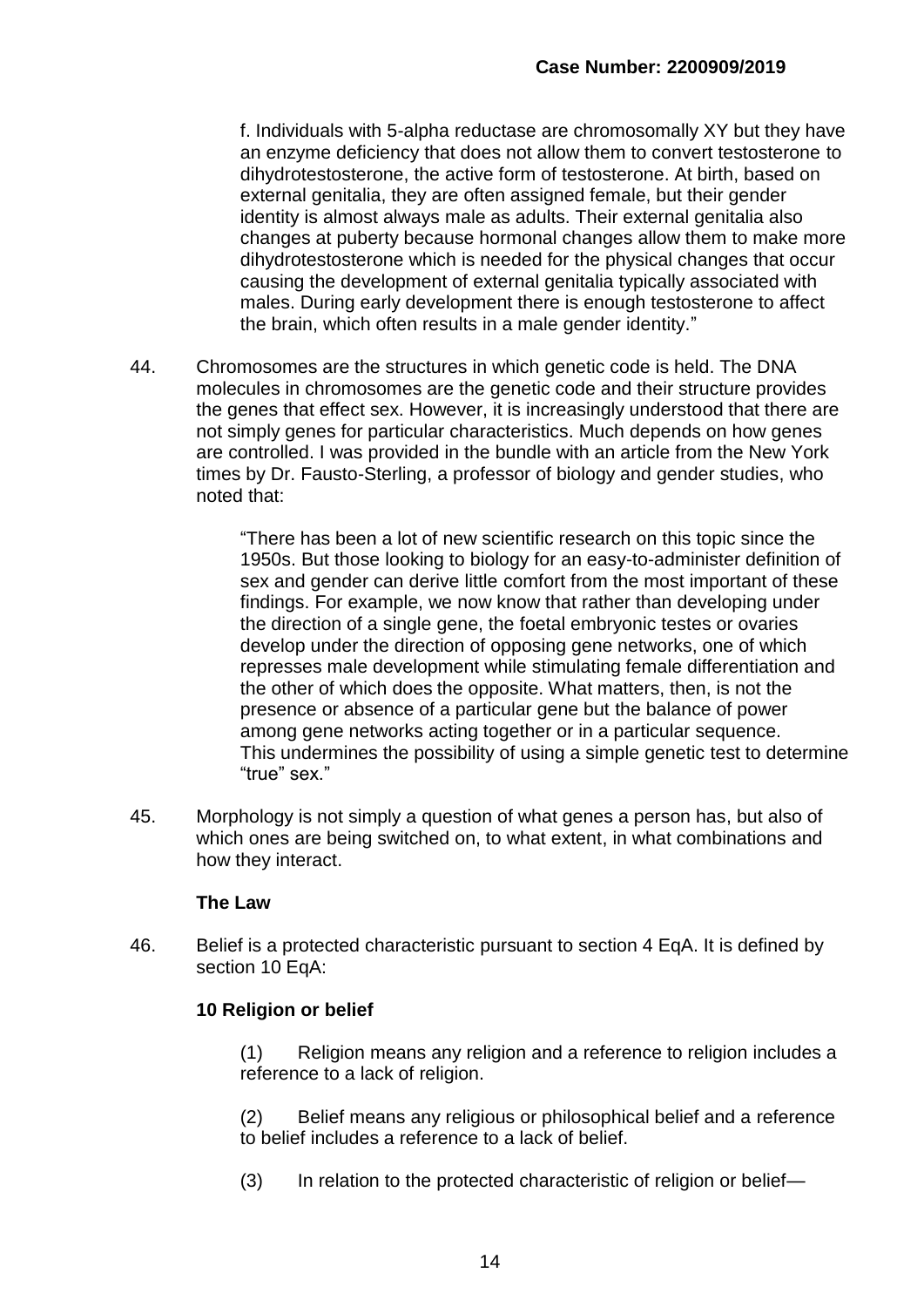f. Individuals with 5-alpha reductase are chromosomally XY but they have an enzyme deficiency that does not allow them to convert testosterone to dihydrotestosterone, the active form of testosterone. At birth, based on external genitalia, they are often assigned female, but their gender identity is almost always male as adults. Their external genitalia also changes at puberty because hormonal changes allow them to make more dihydrotestosterone which is needed for the physical changes that occur causing the development of external genitalia typically associated with males. During early development there is enough testosterone to affect the brain, which often results in a male gender identity."

44. Chromosomes are the structures in which genetic code is held. The DNA molecules in chromosomes are the genetic code and their structure provides the genes that effect sex. However, it is increasingly understood that there are not simply genes for particular characteristics. Much depends on how genes are controlled. I was provided in the bundle with an article from the New York times by Dr. Fausto-Sterling, a professor of biology and gender studies, who noted that:

> "There has been a lot of new scientific research on this topic since the 1950s. But those looking to biology for an easy-to-administer definition of sex and gender can derive little comfort from the most important of these findings. For example, we now know that rather than developing under the direction of a single gene, the foetal embryonic testes or ovaries develop under the direction of opposing gene networks, one of which represses male development while stimulating female differentiation and the other of which does the opposite. What matters, then, is not the presence or absence of a particular gene but the balance of power among gene networks acting together or in a particular sequence. This undermines the possibility of using a simple genetic test to determine "true" sex."

45. Morphology is not simply a question of what genes a person has, but also of which ones are being switched on, to what extent, in what combinations and how they interact.

### The Law

46. Belief is a protected characteristic pursuant to section 4 EqA. It is defined by section 10 EqA:

**10 Religion or belief**

> (1) Religion means any religion and a reference to religion includes a reference to a lack of religion.
>
> (2) Belief means any religious or philosophical belief and a reference to belief includes a reference to a lack of belief.
>
> (3) In relation to the protected characteristic of religion or belief—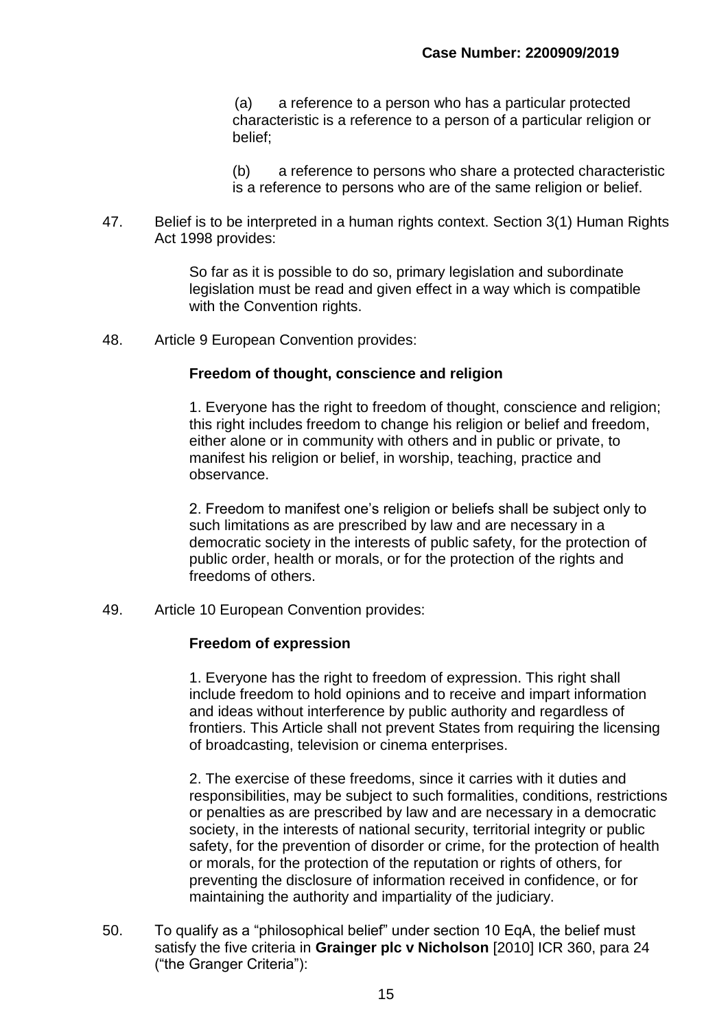(a) a reference to a person who has a particular protected characteristic is a reference to a person of a particular religion or belief;

(b) a reference to persons who share a protected characteristic is a reference to persons who are of the same religion or belief.

47. Belief is to be interpreted in a human rights context. Section 3(1) Human Rights Act 1998 provides:

> So far as it is possible to do so, primary legislation and subordinate legislation must be read and given effect in a way which is compatible with the Convention rights.

48. Article 9 European Convention provides:

> **Freedom of thought, conscience and religion**
>
> 1. Everyone has the right to freedom of thought, conscience and religion; this right includes freedom to change his religion or belief and freedom, either alone or in community with others and in public or private, to manifest his religion or belief, in worship, teaching, practice and observance.
>
> 2. Freedom to manifest one's religion or beliefs shall be subject only to such limitations as are prescribed by law and are necessary in a democratic society in the interests of public safety, for the protection of public order, health or morals, or for the protection of the rights and freedoms of others.

49. Article 10 European Convention provides:

> **Freedom of expression**
>
> 1. Everyone has the right to freedom of expression. This right shall include freedom to hold opinions and to receive and impart information and ideas without interference by public authority and regardless of frontiers. This Article shall not prevent States from requiring the licensing of broadcasting, television or cinema enterprises.
>
> 2. The exercise of these freedoms, since it carries with it duties and responsibilities, may be subject to such formalities, conditions, restrictions or penalties as are prescribed by law and are necessary in a democratic society, in the interests of national security, territorial integrity or public safety, for the prevention of disorder or crime, for the protection of health or morals, for the protection of the reputation or rights of others, for preventing the disclosure of information received in confidence, or for maintaining the authority and impartiality of the judiciary.

50. To qualify as a "philosophical belief" under section 10 EqA, the belief must satisfy the five criteria in **Grainger plc v Nicholson** [2010] ICR 360, para 24 ("the Granger Criteria"):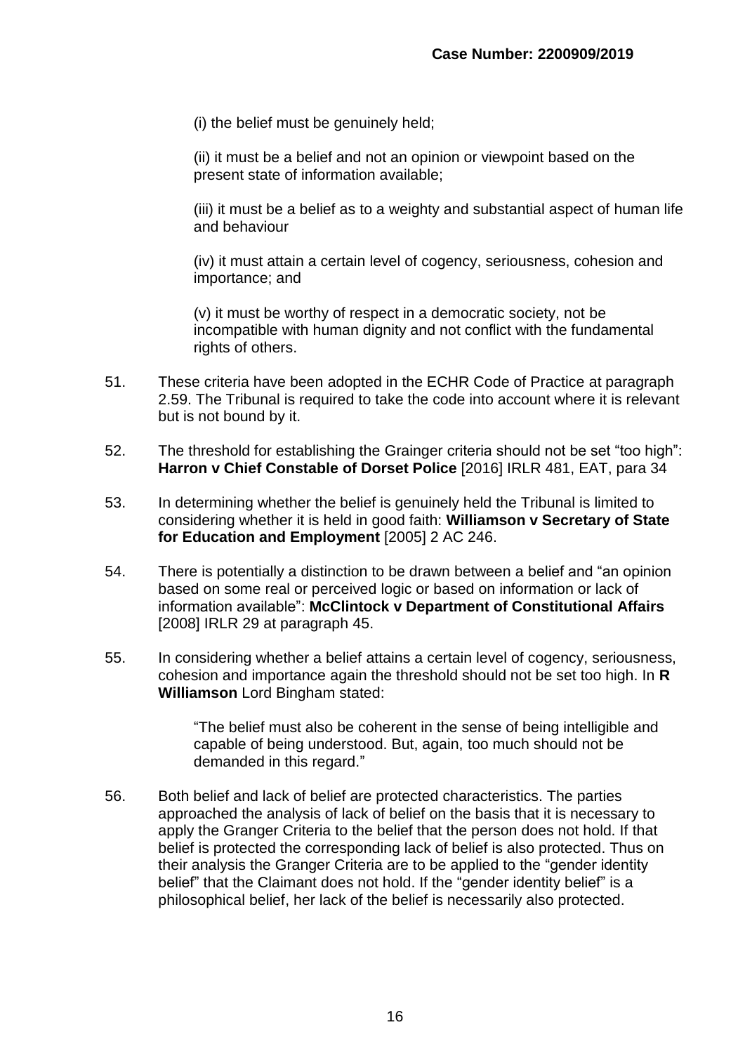(i) the belief must be genuinely held;

(ii) it must be a belief and not an opinion or viewpoint based on the present state of information available;

(iii) it must be a belief as to a weighty and substantial aspect of human life and behaviour

(iv) it must attain a certain level of cogency, seriousness, cohesion and importance; and

(v) it must be worthy of respect in a democratic society, not be incompatible with human dignity and not conflict with the fundamental rights of others.

51. These criteria have been adopted in the ECHR Code of Practice at paragraph 2.59. The Tribunal is required to take the code into account where it is relevant but is not bound by it.

52. The threshold for establishing the Grainger criteria should not be set "too high": **Harron v Chief Constable of Dorset Police** [2016] IRLR 481, EAT, para 34

53. In determining whether the belief is genuinely held the Tribunal is limited to considering whether it is held in good faith: **Williamson v Secretary of State for Education and Employment** [2005] 2 AC 246.

54. There is potentially a distinction to be drawn between a belief and "an opinion based on some real or perceived logic or based on information or lack of information available": **McClintock v Department of Constitutional Affairs** [2008] IRLR 29 at paragraph 45.

55. In considering whether a belief attains a certain level of cogency, seriousness, cohesion and importance again the threshold should not be set too high. In **R Williamson** Lord Bingham stated:

> "The belief must also be coherent in the sense of being intelligible and capable of being understood. But, again, too much should not be demanded in this regard."

56. Both belief and lack of belief are protected characteristics. The parties approached the analysis of lack of belief on the basis that it is necessary to apply the Granger Criteria to the belief that the person does not hold. If that belief is protected the corresponding lack of belief is also protected. Thus on their analysis the Granger Criteria are to be applied to the "gender identity belief" that the Claimant does not hold. If the "gender identity belief" is a philosophical belief, her lack of the belief is necessarily also protected.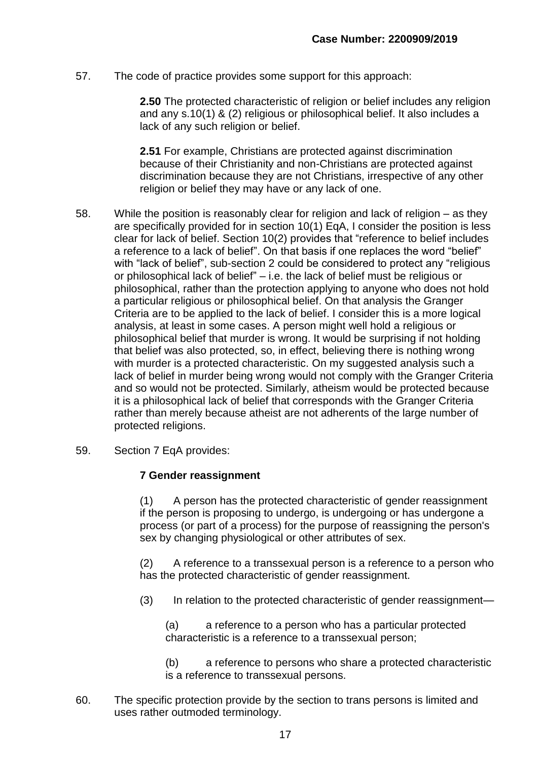57. The code of practice provides some support for this approach:

> **2.50** The protected characteristic of religion or belief includes any religion and any s.10(1) & (2) religious or philosophical belief. It also includes a lack of any such religion or belief.
>
> **2.51** For example, Christians are protected against discrimination because of their Christianity and non-Christians are protected against discrimination because they are not Christians, irrespective of any other religion or belief they may have or any lack of one.

58. While the position is reasonably clear for religion and lack of religion – as they are specifically provided for in section 10(1) EqA, I consider the position is less clear for lack of belief. Section 10(2) provides that "reference to belief includes a reference to a lack of belief". On that basis if one replaces the word "belief" with "lack of belief", sub-section 2 could be considered to protect any "religious or philosophical lack of belief" – i.e. the lack of belief must be religious or philosophical, rather than the protection applying to anyone who does not hold a particular religious or philosophical belief. On that analysis the Granger Criteria are to be applied to the lack of belief. I consider this is a more logical analysis, at least in some cases. A person might well hold a religious or philosophical belief that murder is wrong. It would be surprising if not holding that belief was also protected, so, in effect, believing there is nothing wrong with murder is a protected characteristic. On my suggested analysis such a lack of belief in murder being wrong would not comply with the Granger Criteria and so would not be protected. Similarly, atheism would be protected because it is a philosophical lack of belief that corresponds with the Granger Criteria rather than merely because atheist are not adherents of the large number of protected religions.

59. Section 7 EqA provides:

> **7 Gender reassignment**
>
> (1) A person has the protected characteristic of gender reassignment if the person is proposing to undergo, is undergoing or has undergone a process (or part of a process) for the purpose of reassigning the person's sex by changing physiological or other attributes of sex.
>
> (2) A reference to a transsexual person is a reference to a person who has the protected characteristic of gender reassignment.
>
> (3) In relation to the protected characteristic of gender reassignment—
>
> (a) a reference to a person who has a particular protected characteristic is a reference to a transsexual person;
>
> (b) a reference to persons who share a protected characteristic is a reference to transsexual persons.

60. The specific protection provide by the section to trans persons is limited and uses rather outmoded terminology.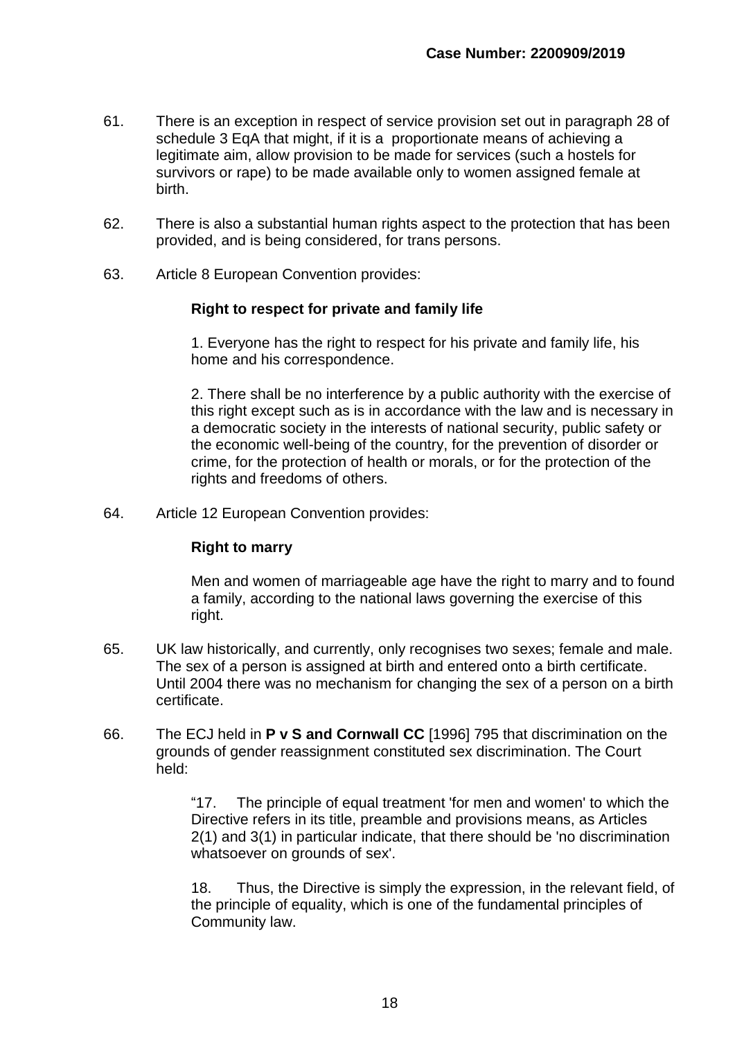61. There is an exception in respect of service provision set out in paragraph 28 of schedule 3 EqA that might, if it is a proportionate means of achieving a legitimate aim, allow provision to be made for services (such a hostels for survivors or rape) to be made available only to women assigned female at birth.

62. There is also a substantial human rights aspect to the protection that has been provided, and is being considered, for trans persons.

63. Article 8 European Convention provides:

> **Right to respect for private and family life**
>
> 1. Everyone has the right to respect for his private and family life, his home and his correspondence.
>
> 2. There shall be no interference by a public authority with the exercise of this right except such as is in accordance with the law and is necessary in a democratic society in the interests of national security, public safety or the economic well-being of the country, for the prevention of disorder or crime, for the protection of health or morals, or for the protection of the rights and freedoms of others.

64. Article 12 European Convention provides:

> **Right to marry**
>
> Men and women of marriageable age have the right to marry and to found a family, according to the national laws governing the exercise of this right.

65. UK law historically, and currently, only recognises two sexes; female and male. The sex of a person is assigned at birth and entered onto a birth certificate. Until 2004 there was no mechanism for changing the sex of a person on a birth certificate.

66. The ECJ held in **P v S and Cornwall CC** [1996] 795 that discrimination on the grounds of gender reassignment constituted sex discrimination. The Court held:

> "17. The principle of equal treatment 'for men and women' to which the Directive refers in its title, preamble and provisions means, as Articles 2(1) and 3(1) in particular indicate, that there should be 'no discrimination whatsoever on grounds of sex'.
>
> 18. Thus, the Directive is simply the expression, in the relevant field, of the principle of equality, which is one of the fundamental principles of Community law.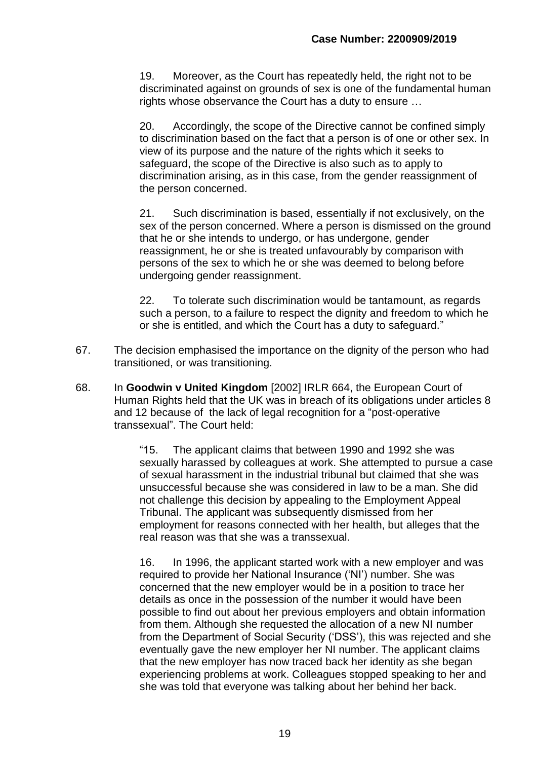19. Moreover, as the Court has repeatedly held, the right not to be discriminated against on grounds of sex is one of the fundamental human rights whose observance the Court has a duty to ensure …

20. Accordingly, the scope of the Directive cannot be confined simply to discrimination based on the fact that a person is of one or other sex. In view of its purpose and the nature of the rights which it seeks to safeguard, the scope of the Directive is also such as to apply to discrimination arising, as in this case, from the gender reassignment of the person concerned.

21. Such discrimination is based, essentially if not exclusively, on the sex of the person concerned. Where a person is dismissed on the ground that he or she intends to undergo, or has undergone, gender reassignment, he or she is treated unfavourably by comparison with persons of the sex to which he or she was deemed to belong before undergoing gender reassignment.

22. To tolerate such discrimination would be tantamount, as regards such a person, to a failure to respect the dignity and freedom to which he or she is entitled, and which the Court has a duty to safeguard."

67. The decision emphasised the importance on the dignity of the person who had transitioned, or was transitioning.

68. In **Goodwin v United Kingdom** [2002] IRLR 664, the European Court of Human Rights held that the UK was in breach of its obligations under articles 8 and 12 because of the lack of legal recognition for a "post-operative transsexual". The Court held:

"15. The applicant claims that between 1990 and 1992 she was sexually harassed by colleagues at work. She attempted to pursue a case of sexual harassment in the industrial tribunal but claimed that she was unsuccessful because she was considered in law to be a man. She did not challenge this decision by appealing to the Employment Appeal Tribunal. The applicant was subsequently dismissed from her employment for reasons connected with her health, but alleges that the real reason was that she was a transsexual.

16. In 1996, the applicant started work with a new employer and was required to provide her National Insurance ('NI') number. She was concerned that the new employer would be in a position to trace her details as once in the possession of the number it would have been possible to find out about her previous employers and obtain information from them. Although she requested the allocation of a new NI number from the Department of Social Security ('DSS'), this was rejected and she eventually gave the new employer her NI number. The applicant claims that the new employer has now traced back her identity as she began experiencing problems at work. Colleagues stopped speaking to her and she was told that everyone was talking about her behind her back.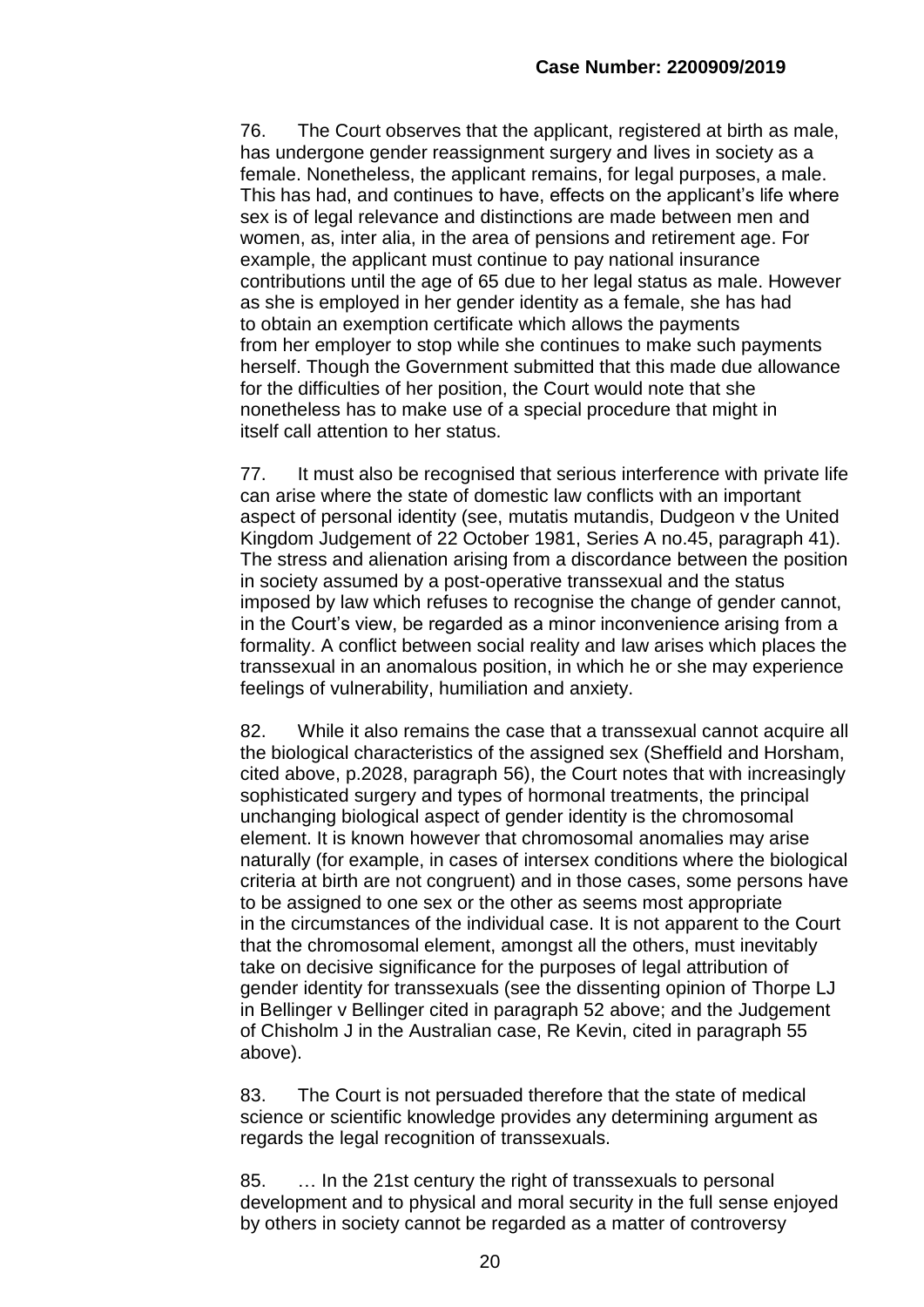76. The Court observes that the applicant, registered at birth as male, has undergone gender reassignment surgery and lives in society as a female. Nonetheless, the applicant remains, for legal purposes, a male. This has had, and continues to have, effects on the applicant's life where sex is of legal relevance and distinctions are made between men and women, as, inter alia, in the area of pensions and retirement age. For example, the applicant must continue to pay national insurance contributions until the age of 65 due to her legal status as male. However as she is employed in her gender identity as a female, she has had to obtain an exemption certificate which allows the payments from her employer to stop while she continues to make such payments herself. Though the Government submitted that this made due allowance for the difficulties of her position, the Court would note that she nonetheless has to make use of a special procedure that might in itself call attention to her status.

77. It must also be recognised that serious interference with private life can arise where the state of domestic law conflicts with an important aspect of personal identity (see, mutatis mutandis, Dudgeon v the United Kingdom Judgement of 22 October 1981, Series A no.45, paragraph 41). The stress and alienation arising from a discordance between the position in society assumed by a post-operative transsexual and the status imposed by law which refuses to recognise the change of gender cannot, in the Court's view, be regarded as a minor inconvenience arising from a formality. A conflict between social reality and law arises which places the transsexual in an anomalous position, in which he or she may experience feelings of vulnerability, humiliation and anxiety.

82. While it also remains the case that a transsexual cannot acquire all the biological characteristics of the assigned sex (Sheffield and Horsham, cited above, p.2028, paragraph 56), the Court notes that with increasingly sophisticated surgery and types of hormonal treatments, the principal unchanging biological aspect of gender identity is the chromosomal element. It is known however that chromosomal anomalies may arise naturally (for example, in cases of intersex conditions where the biological criteria at birth are not congruent) and in those cases, some persons have to be assigned to one sex or the other as seems most appropriate in the circumstances of the individual case. It is not apparent to the Court that the chromosomal element, amongst all the others, must inevitably take on decisive significance for the purposes of legal attribution of gender identity for transsexuals (see the dissenting opinion of Thorpe LJ in Bellinger v Bellinger cited in paragraph 52 above; and the Judgement of Chisholm J in the Australian case, Re Kevin, cited in paragraph 55 above).

83. The Court is not persuaded therefore that the state of medical science or scientific knowledge provides any determining argument as regards the legal recognition of transsexuals.

85. … In the 21st century the right of transsexuals to personal development and to physical and moral security in the full sense enjoyed by others in society cannot be regarded as a matter of controversy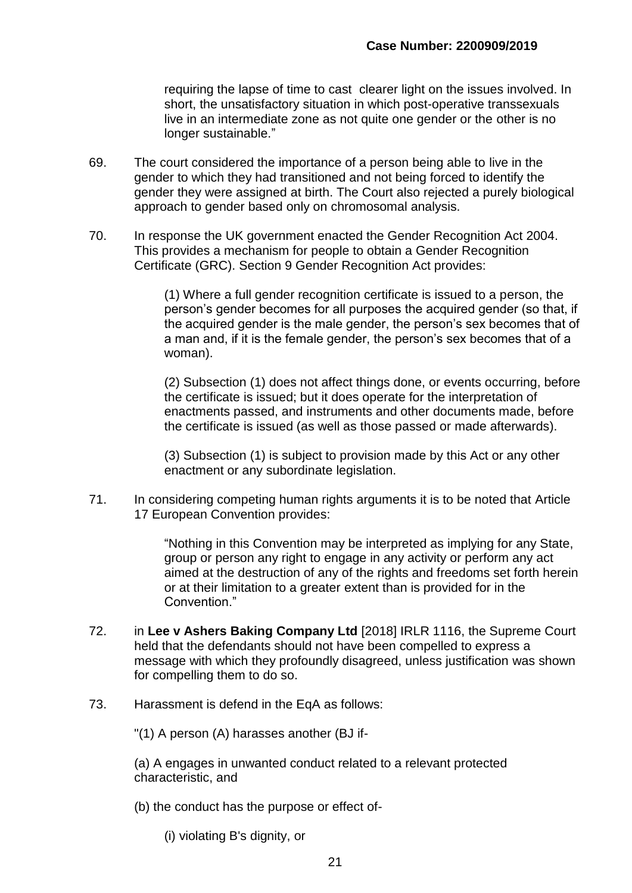requiring the lapse of time to cast clearer light on the issues involved. In short, the unsatisfactory situation in which post-operative transsexuals live in an intermediate zone as not quite one gender or the other is no longer sustainable."

69. The court considered the importance of a person being able to live in the gender to which they had transitioned and not being forced to identify the gender they were assigned at birth. The Court also rejected a purely biological approach to gender based only on chromosomal analysis.

70. In response the UK government enacted the Gender Recognition Act 2004. This provides a mechanism for people to obtain a Gender Recognition Certificate (GRC). Section 9 Gender Recognition Act provides:

> (1) Where a full gender recognition certificate is issued to a person, the person's gender becomes for all purposes the acquired gender (so that, if the acquired gender is the male gender, the person's sex becomes that of a man and, if it is the female gender, the person's sex becomes that of a woman).
>
> (2) Subsection (1) does not affect things done, or events occurring, before the certificate is issued; but it does operate for the interpretation of enactments passed, and instruments and other documents made, before the certificate is issued (as well as those passed or made afterwards).
>
> (3) Subsection (1) is subject to provision made by this Act or any other enactment or any subordinate legislation.

71. In considering competing human rights arguments it is to be noted that Article 17 European Convention provides:

> "Nothing in this Convention may be interpreted as implying for any State, group or person any right to engage in any activity or perform any act aimed at the destruction of any of the rights and freedoms set forth herein or at their limitation to a greater extent than is provided for in the Convention."

72. in **Lee v Ashers Baking Company Ltd** [2018] IRLR 1116, the Supreme Court held that the defendants should not have been compelled to express a message with which they profoundly disagreed, unless justification was shown for compelling them to do so.

73. Harassment is defend in the EqA as follows:

> "(1) A person (A) harasses another (BJ if-
>
> (a) A engages in unwanted conduct related to a relevant protected characteristic, and
>
> (b) the conduct has the purpose or effect of-
>
> (i) violating B's dignity, or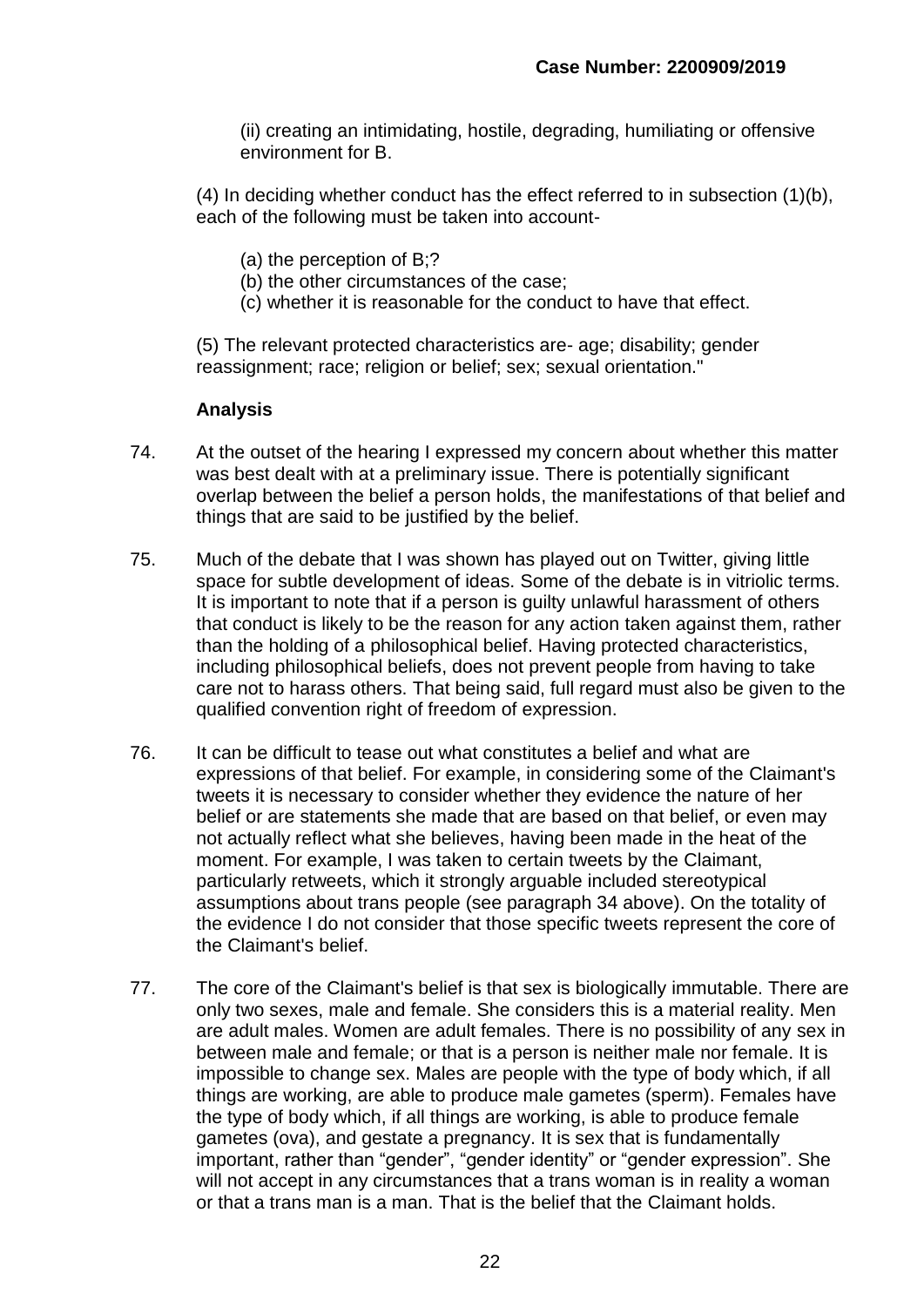(ii) creating an intimidating, hostile, degrading, humiliating or offensive environment for B.

(4) In deciding whether conduct has the effect referred to in subsection (1)(b), each of the following must be taken into account-

(a) the perception of B;?
(b) the other circumstances of the case;
(c) whether it is reasonable for the conduct to have that effect.

(5) The relevant protected characteristics are- age; disability; gender reassignment; race; religion or belief; sex; sexual orientation."

**Analysis**

74. At the outset of the hearing I expressed my concern about whether this matter was best dealt with at a preliminary issue. There is potentially significant overlap between the belief a person holds, the manifestations of that belief and things that are said to be justified by the belief.

75. Much of the debate that I was shown has played out on Twitter, giving little space for subtle development of ideas. Some of the debate is in vitriolic terms. It is important to note that if a person is guilty unlawful harassment of others that conduct is likely to be the reason for any action taken against them, rather than the holding of a philosophical belief. Having protected characteristics, including philosophical beliefs, does not prevent people from having to take care not to harass others. That being said, full regard must also be given to the qualified convention right of freedom of expression.

76. It can be difficult to tease out what constitutes a belief and what are expressions of that belief. For example, in considering some of the Claimant's tweets it is necessary to consider whether they evidence the nature of her belief or are statements she made that are based on that belief, or even may not actually reflect what she believes, having been made in the heat of the moment. For example, I was taken to certain tweets by the Claimant, particularly retweets, which it strongly arguable included stereotypical assumptions about trans people (see paragraph 34 above). On the totality of the evidence I do not consider that those specific tweets represent the core of the Claimant's belief.

77. The core of the Claimant's belief is that sex is biologically immutable. There are only two sexes, male and female. She considers this is a material reality. Men are adult males. Women are adult females. There is no possibility of any sex in between male and female; or that is a person is neither male nor female. It is impossible to change sex. Males are people with the type of body which, if all things are working, are able to produce male gametes (sperm). Females have the type of body which, if all things are working, is able to produce female gametes (ova), and gestate a pregnancy. It is sex that is fundamentally important, rather than "gender", "gender identity" or "gender expression". She will not accept in any circumstances that a trans woman is in reality a woman or that a trans man is a man. That is the belief that the Claimant holds.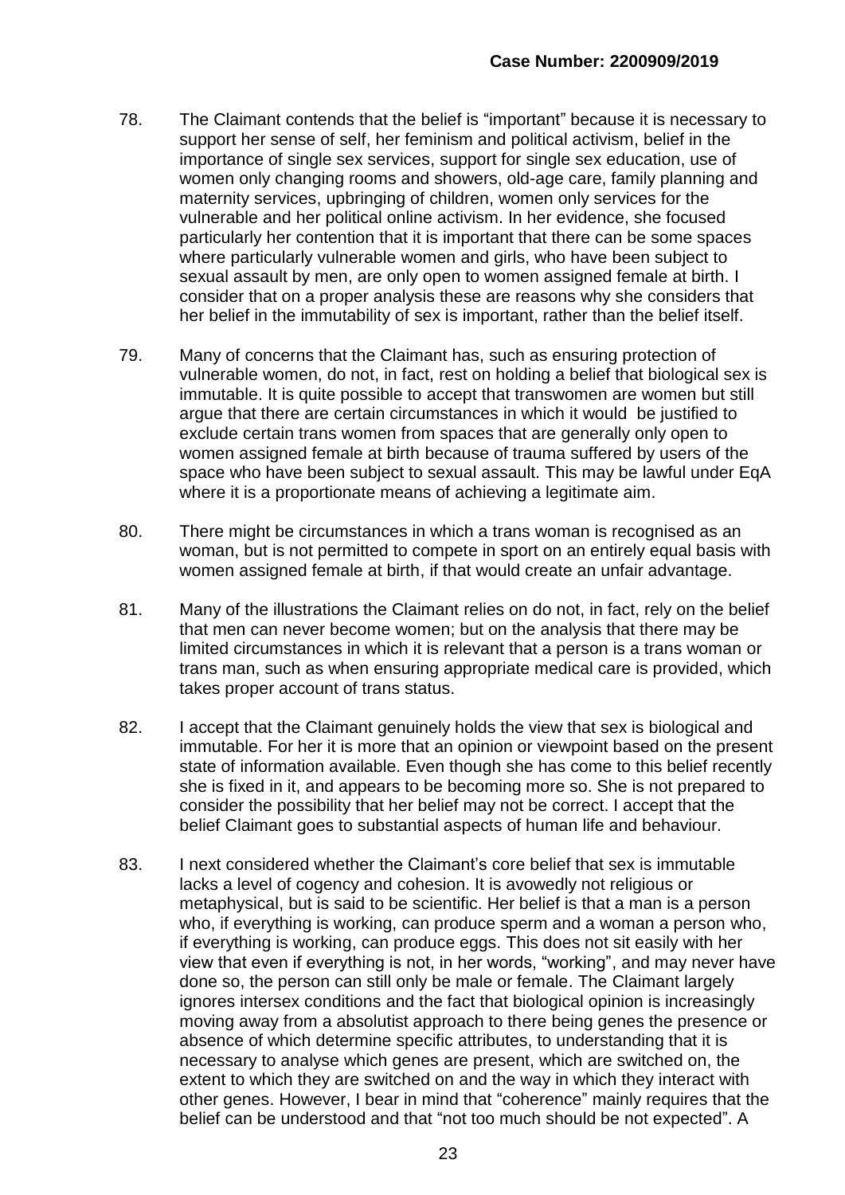78. The Claimant contends that the belief is "important" because it is necessary to support her sense of self, her feminism and political activism, belief in the importance of single sex services, support for single sex education, use of women only changing rooms and showers, old-age care, family planning and maternity services, upbringing of children, women only services for the vulnerable and her political online activism. In her evidence, she focused particularly her contention that it is important that there can be some spaces where particularly vulnerable women and girls, who have been subject to sexual assault by men, are only open to women assigned female at birth. I consider that on a proper analysis these are reasons why she considers that her belief in the immutability of sex is important, rather than the belief itself.

79. Many of concerns that the Claimant has, such as ensuring protection of vulnerable women, do not, in fact, rest on holding a belief that biological sex is immutable. It is quite possible to accept that transwomen are women but still argue that there are certain circumstances in which it would be justified to exclude certain trans women from spaces that are generally only open to women assigned female at birth because of trauma suffered by users of the space who have been subject to sexual assault. This may be lawful under EqA where it is a proportionate means of achieving a legitimate aim.

80. There might be circumstances in which a trans woman is recognised as an woman, but is not permitted to compete in sport on an entirely equal basis with women assigned female at birth, if that would create an unfair advantage.

81. Many of the illustrations the Claimant relies on do not, in fact, rely on the belief that men can never become women; but on the analysis that there may be limited circumstances in which it is relevant that a person is a trans woman or trans man, such as when ensuring appropriate medical care is provided, which takes proper account of trans status.

82. I accept that the Claimant genuinely holds the view that sex is biological and immutable. For her it is more that an opinion or viewpoint based on the present state of information available. Even though she has come to this belief recently she is fixed in it, and appears to be becoming more so. She is not prepared to consider the possibility that her belief may not be correct. I accept that the belief Claimant goes to substantial aspects of human life and behaviour.

83. I next considered whether the Claimant's core belief that sex is immutable lacks a level of cogency and cohesion. It is avowedly not religious or metaphysical, but is said to be scientific. Her belief is that a man is a person who, if everything is working, can produce sperm and a woman a person who, if everything is working, can produce eggs. This does not sit easily with her view that even if everything is not, in her words, "working", and may never have done so, the person can still only be male or female. The Claimant largely ignores intersex conditions and the fact that biological opinion is increasingly moving away from a absolutist approach to there being genes the presence or absence of which determine specific attributes, to understanding that it is necessary to analyse which genes are present, which are switched on, the extent to which they are switched on and the way in which they interact with other genes. However, I bear in mind that "coherence" mainly requires that the belief can be understood and that "not too much should be not expected". A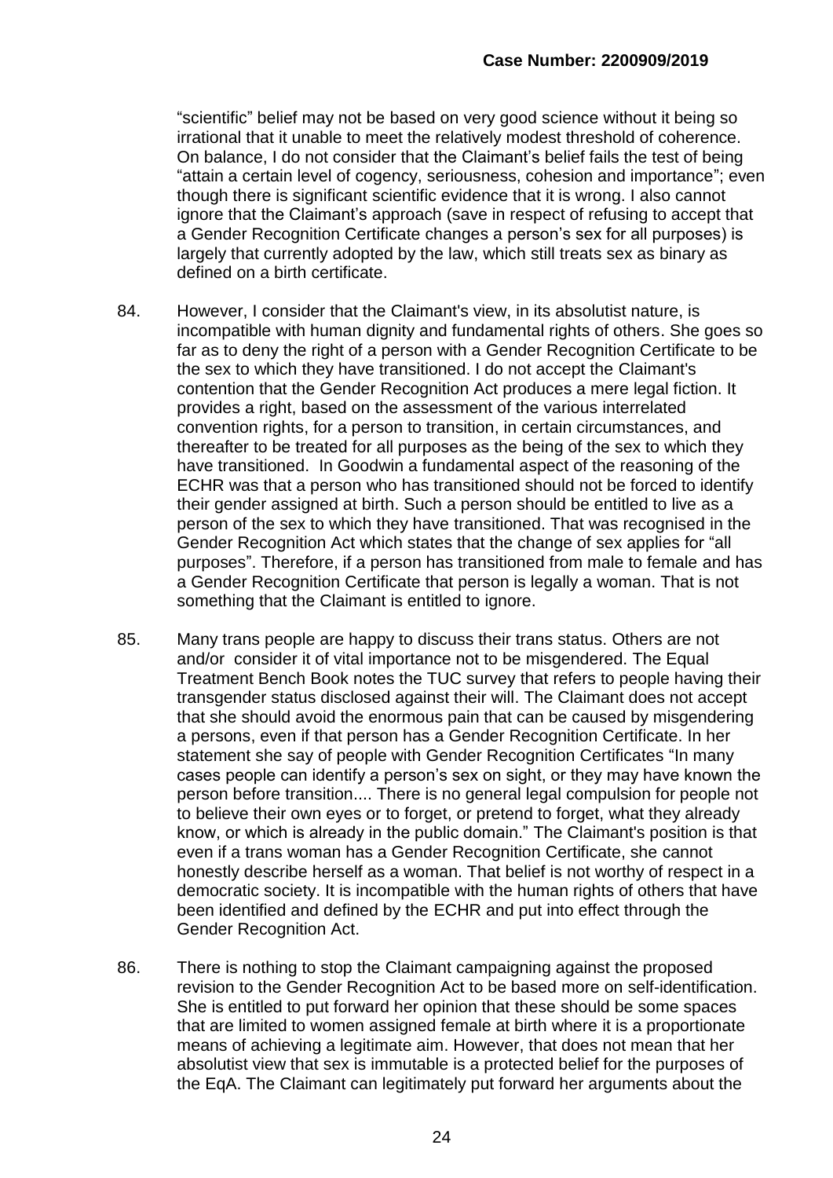"scientific" belief may not be based on very good science without it being so irrational that it unable to meet the relatively modest threshold of coherence. On balance, I do not consider that the Claimant's belief fails the test of being "attain a certain level of cogency, seriousness, cohesion and importance"; even though there is significant scientific evidence that it is wrong. I also cannot ignore that the Claimant's approach (save in respect of refusing to accept that a Gender Recognition Certificate changes a person's sex for all purposes) is largely that currently adopted by the law, which still treats sex as binary as defined on a birth certificate.

84. However, I consider that the Claimant's view, in its absolutist nature, is incompatible with human dignity and fundamental rights of others. She goes so far as to deny the right of a person with a Gender Recognition Certificate to be the sex to which they have transitioned. I do not accept the Claimant's contention that the Gender Recognition Act produces a mere legal fiction. It provides a right, based on the assessment of the various interrelated convention rights, for a person to transition, in certain circumstances, and thereafter to be treated for all purposes as the being of the sex to which they have transitioned. In Goodwin a fundamental aspect of the reasoning of the ECHR was that a person who has transitioned should not be forced to identify their gender assigned at birth. Such a person should be entitled to live as a person of the sex to which they have transitioned. That was recognised in the Gender Recognition Act which states that the change of sex applies for "all purposes". Therefore, if a person has transitioned from male to female and has a Gender Recognition Certificate that person is legally a woman. That is not something that the Claimant is entitled to ignore.

85. Many trans people are happy to discuss their trans status. Others are not and/or consider it of vital importance not to be misgendered. The Equal Treatment Bench Book notes the TUC survey that refers to people having their transgender status disclosed against their will. The Claimant does not accept that she should avoid the enormous pain that can be caused by misgendering a persons, even if that person has a Gender Recognition Certificate. In her statement she say of people with Gender Recognition Certificates "In many cases people can identify a person's sex on sight, or they may have known the person before transition.... There is no general legal compulsion for people not to believe their own eyes or to forget, or pretend to forget, what they already know, or which is already in the public domain." The Claimant's position is that even if a trans woman has a Gender Recognition Certificate, she cannot honestly describe herself as a woman. That belief is not worthy of respect in a democratic society. It is incompatible with the human rights of others that have been identified and defined by the ECHR and put into effect through the Gender Recognition Act.

86. There is nothing to stop the Claimant campaigning against the proposed revision to the Gender Recognition Act to be based more on self-identification. She is entitled to put forward her opinion that these should be some spaces that are limited to women assigned female at birth where it is a proportionate means of achieving a legitimate aim. However, that does not mean that her absolutist view that sex is immutable is a protected belief for the purposes of the EqA. The Claimant can legitimately put forward her arguments about the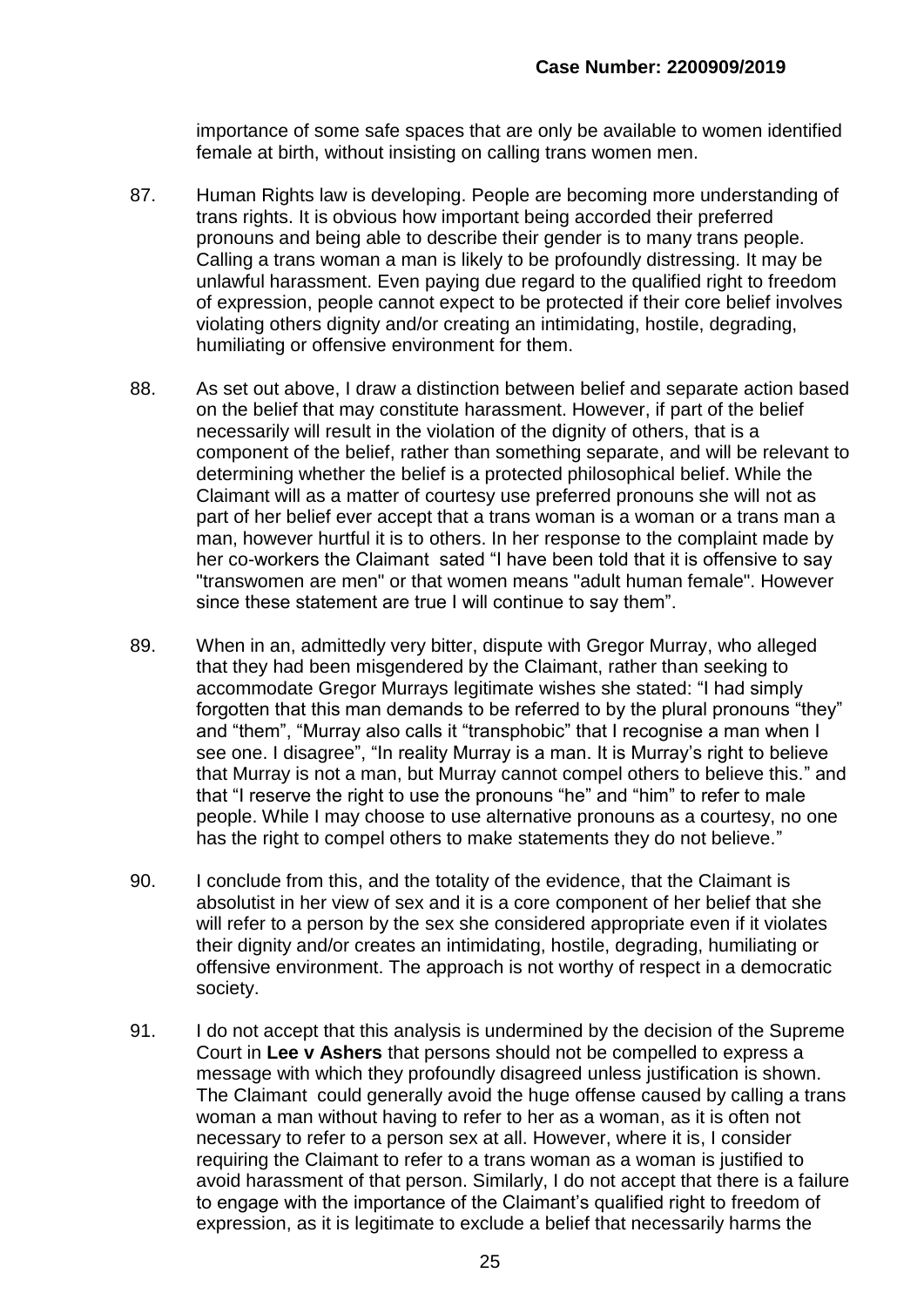importance of some safe spaces that are only be available to women identified female at birth, without insisting on calling trans women men.

87. Human Rights law is developing. People are becoming more understanding of trans rights. It is obvious how important being accorded their preferred pronouns and being able to describe their gender is to many trans people. Calling a trans woman a man is likely to be profoundly distressing. It may be unlawful harassment. Even paying due regard to the qualified right to freedom of expression, people cannot expect to be protected if their core belief involves violating others dignity and/or creating an intimidating, hostile, degrading, humiliating or offensive environment for them.

88. As set out above, I draw a distinction between belief and separate action based on the belief that may constitute harassment. However, if part of the belief necessarily will result in the violation of the dignity of others, that is a component of the belief, rather than something separate, and will be relevant to determining whether the belief is a protected philosophical belief. While the Claimant will as a matter of courtesy use preferred pronouns she will not as part of her belief ever accept that a trans woman is a woman or a trans man a man, however hurtful it is to others. In her response to the complaint made by her co-workers the Claimant sated "I have been told that it is offensive to say "transwomen are men" or that women means "adult human female". However since these statement are true I will continue to say them".

89. When in an, admittedly very bitter, dispute with Gregor Murray, who alleged that they had been misgendered by the Claimant, rather than seeking to accommodate Gregor Murrays legitimate wishes she stated: "I had simply forgotten that this man demands to be referred to by the plural pronouns "they" and "them", "Murray also calls it "transphobic" that I recognise a man when I see one. I disagree", "In reality Murray is a man. It is Murray's right to believe that Murray is not a man, but Murray cannot compel others to believe this." and that "I reserve the right to use the pronouns "he" and "him" to refer to male people. While I may choose to use alternative pronouns as a courtesy, no one has the right to compel others to make statements they do not believe."

90. I conclude from this, and the totality of the evidence, that the Claimant is absolutist in her view of sex and it is a core component of her belief that she will refer to a person by the sex she considered appropriate even if it violates their dignity and/or creates an intimidating, hostile, degrading, humiliating or offensive environment. The approach is not worthy of respect in a democratic society.

91. I do not accept that this analysis is undermined by the decision of the Supreme Court in **Lee v Ashers** that persons should not be compelled to express a message with which they profoundly disagreed unless justification is shown. The Claimant could generally avoid the huge offense caused by calling a trans woman a man without having to refer to her as a woman, as it is often not necessary to refer to a person sex at all. However, where it is, I consider requiring the Claimant to refer to a trans woman as a woman is justified to avoid harassment of that person. Similarly, I do not accept that there is a failure to engage with the importance of the Claimant's qualified right to freedom of expression, as it is legitimate to exclude a belief that necessarily harms the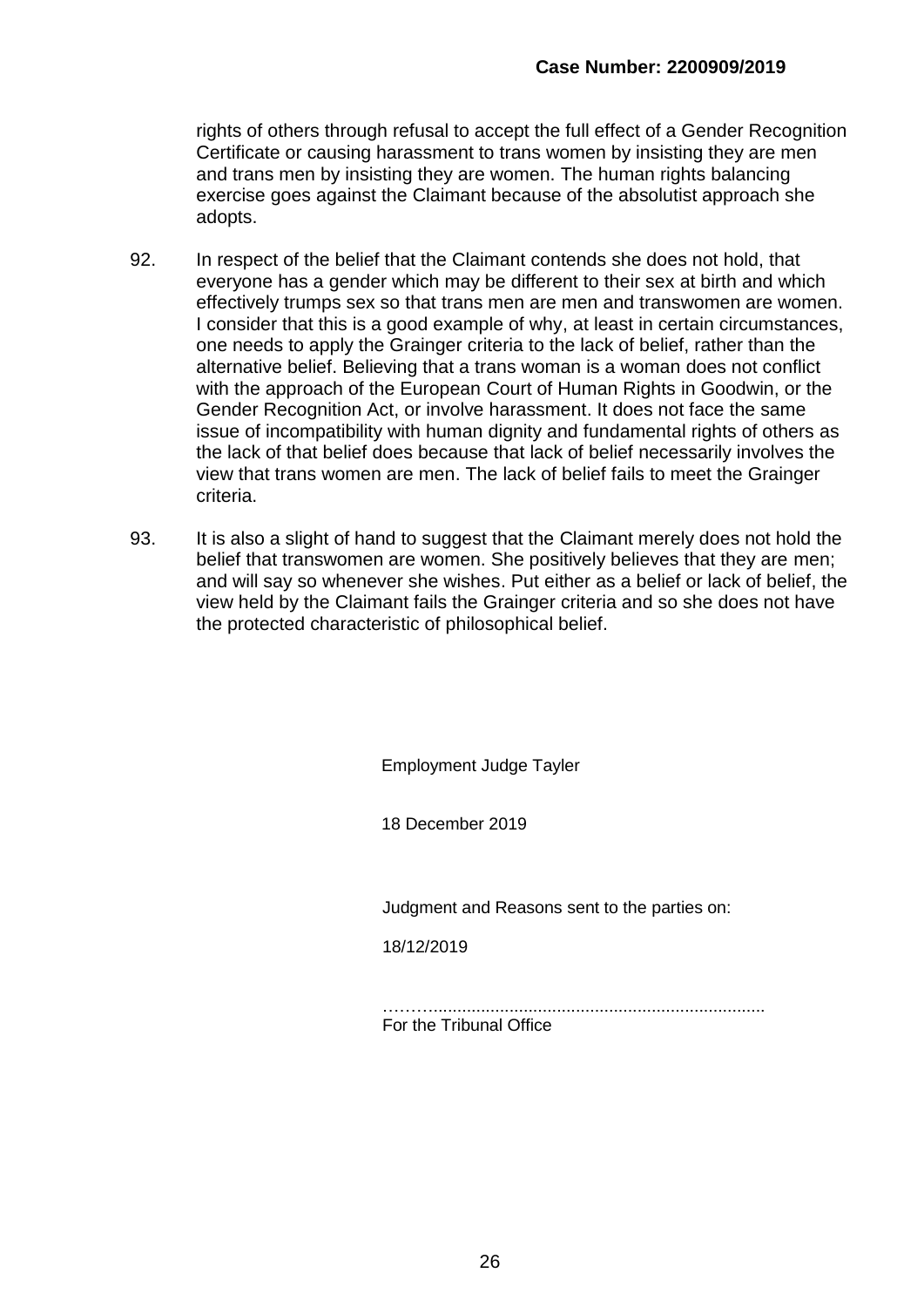rights of others through refusal to accept the full effect of a Gender Recognition Certificate or causing harassment to trans women by insisting they are men and trans men by insisting they are women. The human rights balancing exercise goes against the Claimant because of the absolutist approach she adopts.

92. In respect of the belief that the Claimant contends she does not hold, that everyone has a gender which may be different to their sex at birth and which effectively trumps sex so that trans men are men and transwomen are women. I consider that this is a good example of why, at least in certain circumstances, one needs to apply the Grainger criteria to the lack of belief, rather than the alternative belief. Believing that a trans woman is a woman does not conflict with the approach of the European Court of Human Rights in Goodwin, or the Gender Recognition Act, or involve harassment. It does not face the same issue of incompatibility with human dignity and fundamental rights of others as the lack of that belief does because that lack of belief necessarily involves the view that trans women are men. The lack of belief fails to meet the Grainger criteria.

93. It is also a slight of hand to suggest that the Claimant merely does not hold the belief that transwomen are women. She positively believes that they are men; and will say so whenever she wishes. Put either as a belief or lack of belief, the view held by the Claimant fails the Grainger criteria and so she does not have the protected characteristic of philosophical belief.

Employment Judge Tayler

18 December 2019

Judgment and Reasons sent to the parties on:

18/12/2019

………......................................................................

For the Tribunal Office